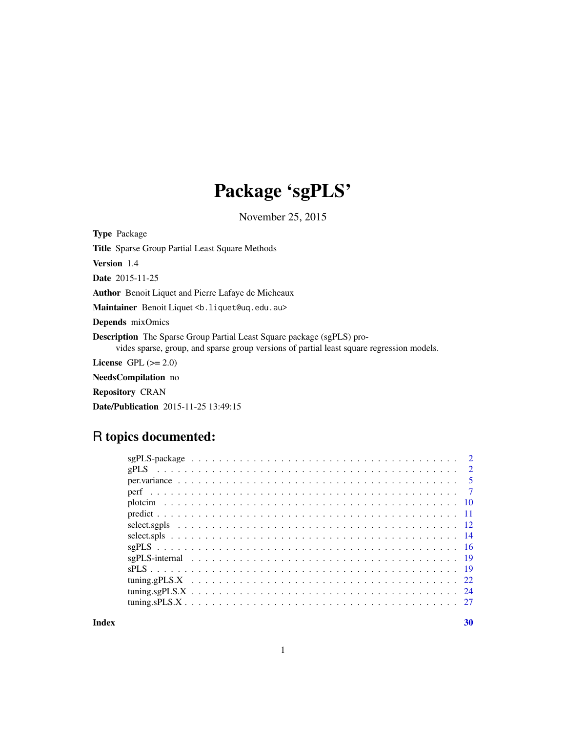# Package 'sgPLS'

November 25, 2015

**Type** Package

**Title** Sparse Group Partial Least Square Methods

**Version** 1.4

**Date** 2015-11-25

**Author** Benoit Liquet and Pierre Lafaye de Micheaux

**Maintainer** Benoit Liquet <b.liquet@uq.edu.au>

**Depends** mixOmics

**Description** The Sparse Group Partial Least Square package (sgPLS) provides sparse, group, and sparse group versions of partial least square regression models.

**License** GPL (>= 2.0)

**NeedsCompilation** no

**Repository** CRAN

**Date/Publication** 2015-11-25 13:49:15

## R topics documented:

| | |
|---|---|
| sgPLS-package | 2 |
| gPLS | 2 |
| per.variance | 5 |
| perf | 7 |
| plotcim | 10 |
| predict | 11 |
| select.sgpls | 12 |
| select.spls | 14 |
| sgPLS | 16 |
| sgPLS-internal | 19 |
| sPLS | 19 |
| tuning.gPLS.X | 22 |
| tuning.sgPLS.X | 24 |
| tuning.sPLS.X | 27 |
| **Index** | **30** |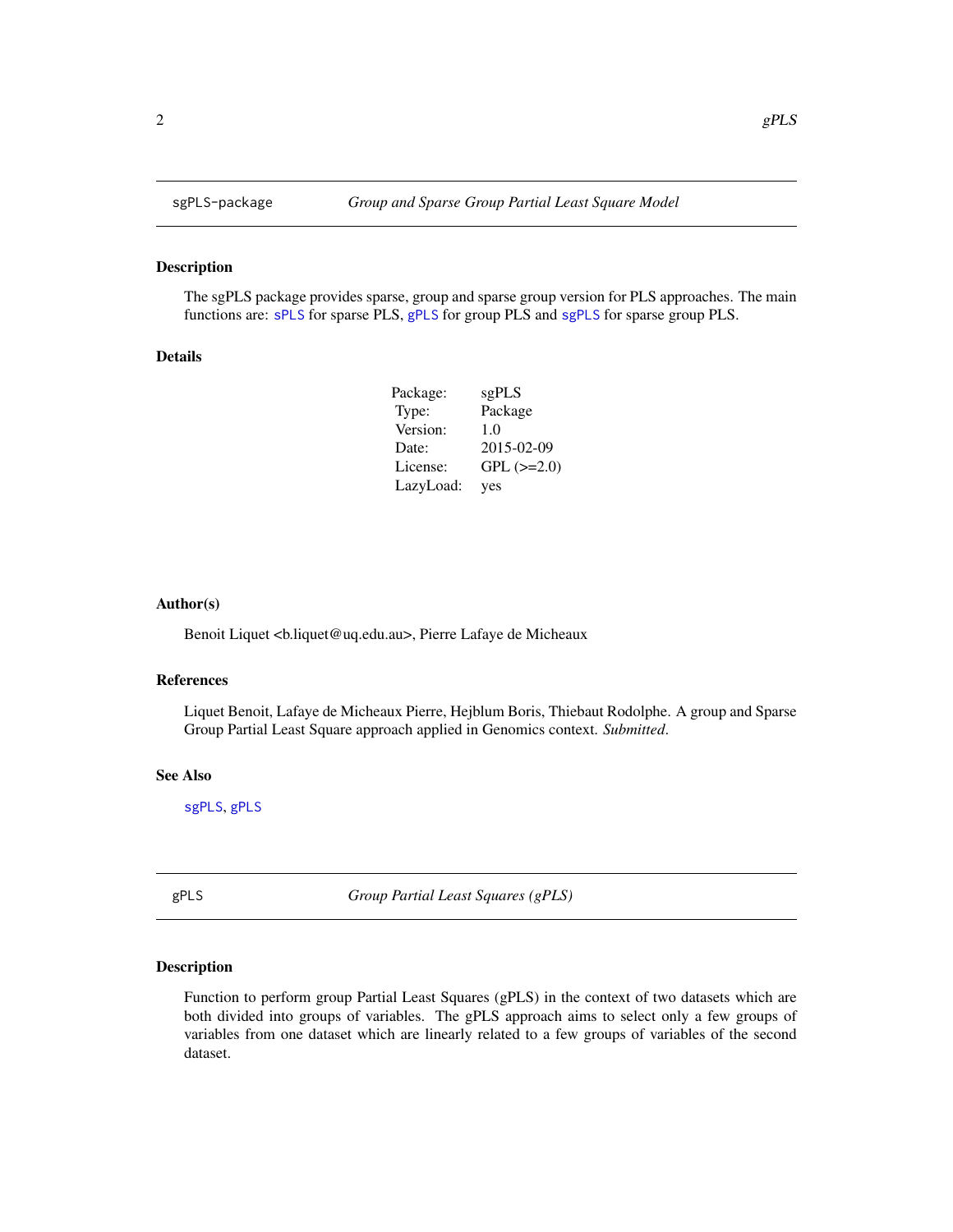## sgPLS-package — *Group and Sparse Group Partial Least Square Model*

### Description

The sgPLS package provides sparse, group and sparse group version for PLS approaches. The main functions are: `sPLS` for sparse PLS, `gPLS` for group PLS and `sgPLS` for sparse group PLS.

### Details

| | |
|---|---|
| Package: | sgPLS |
| Type: | Package |
| Version: | 1.0 |
| Date: | 2015-02-09 |
| License: | GPL (>=2.0) |
| LazyLoad: | yes |

### Author(s)

Benoit Liquet <b.liquet@uq.edu.au>, Pierre Lafaye de Micheaux

### References

Liquet Benoit, Lafaye de Micheaux Pierre, Hejblum Boris, Thiebaut Rodolphe. A group and Sparse Group Partial Least Square approach applied in Genomics context. *Submitted*.

### See Also

`sgPLS`, `gPLS`

## gPLS — *Group Partial Least Squares (gPLS)*

### Description

Function to perform group Partial Least Squares (gPLS) in the context of two datasets which are both divided into groups of variables. The gPLS approach aims to select only a few groups of variables from one dataset which are linearly related to a few groups of variables of the second dataset.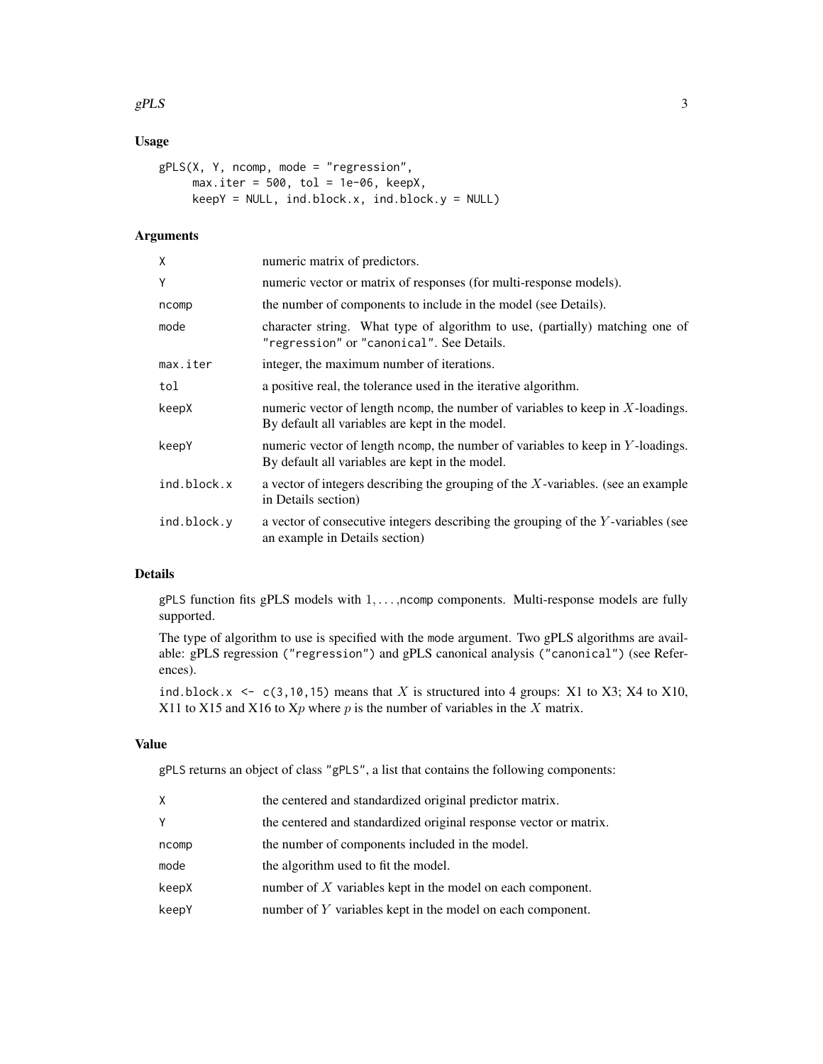## Usage

```
gPLS(X, Y, ncomp, mode = "regression",
     max.iter = 500, tol = 1e-06, keepX,
     keepY = NULL, ind.block.x, ind.block.y = NULL)
```

## Arguments

| | |
|---|---|
| X | numeric matrix of predictors. |
| Y | numeric vector or matrix of responses (for multi-response models). |
| ncomp | the number of components to include in the model (see Details). |
| mode | character string. What type of algorithm to use, (partially) matching one of "regression" or "canonical". See Details. |
| max.iter | integer, the maximum number of iterations. |
| tol | a positive real, the tolerance used in the iterative algorithm. |
| keepX | numeric vector of length ncomp, the number of variables to keep in $X$-loadings. By default all variables are kept in the model. |
| keepY | numeric vector of length ncomp, the number of variables to keep in $Y$-loadings. By default all variables are kept in the model. |
| ind.block.x | a vector of integers describing the grouping of the $X$-variables. (see an example in Details section) |
| ind.block.y | a vector of consecutive integers describing the grouping of the $Y$-variables (see an example in Details section) |

## Details

gPLS function fits gPLS models with $1, \ldots,$ncomp components. Multi-response models are fully supported.

The type of algorithm to use is specified with the mode argument. Two gPLS algorithms are available: gPLS regression ("regression") and gPLS canonical analysis ("canonical") (see References).

ind.block.x <- c(3,10,15) means that $X$ is structured into 4 groups: X1 to X3; X4 to X10, X11 to X15 and X16 to X$p$ where $p$ is the number of variables in the $X$ matrix.

## Value

gPLS returns an object of class "gPLS", a list that contains the following components:

| | |
|---|---|
| X | the centered and standardized original predictor matrix. |
| Y | the centered and standardized original response vector or matrix. |
| ncomp | the number of components included in the model. |
| mode | the algorithm used to fit the model. |
| keepX | number of $X$ variables kept in the model on each component. |
| keepY | number of $Y$ variables kept in the model on each component. |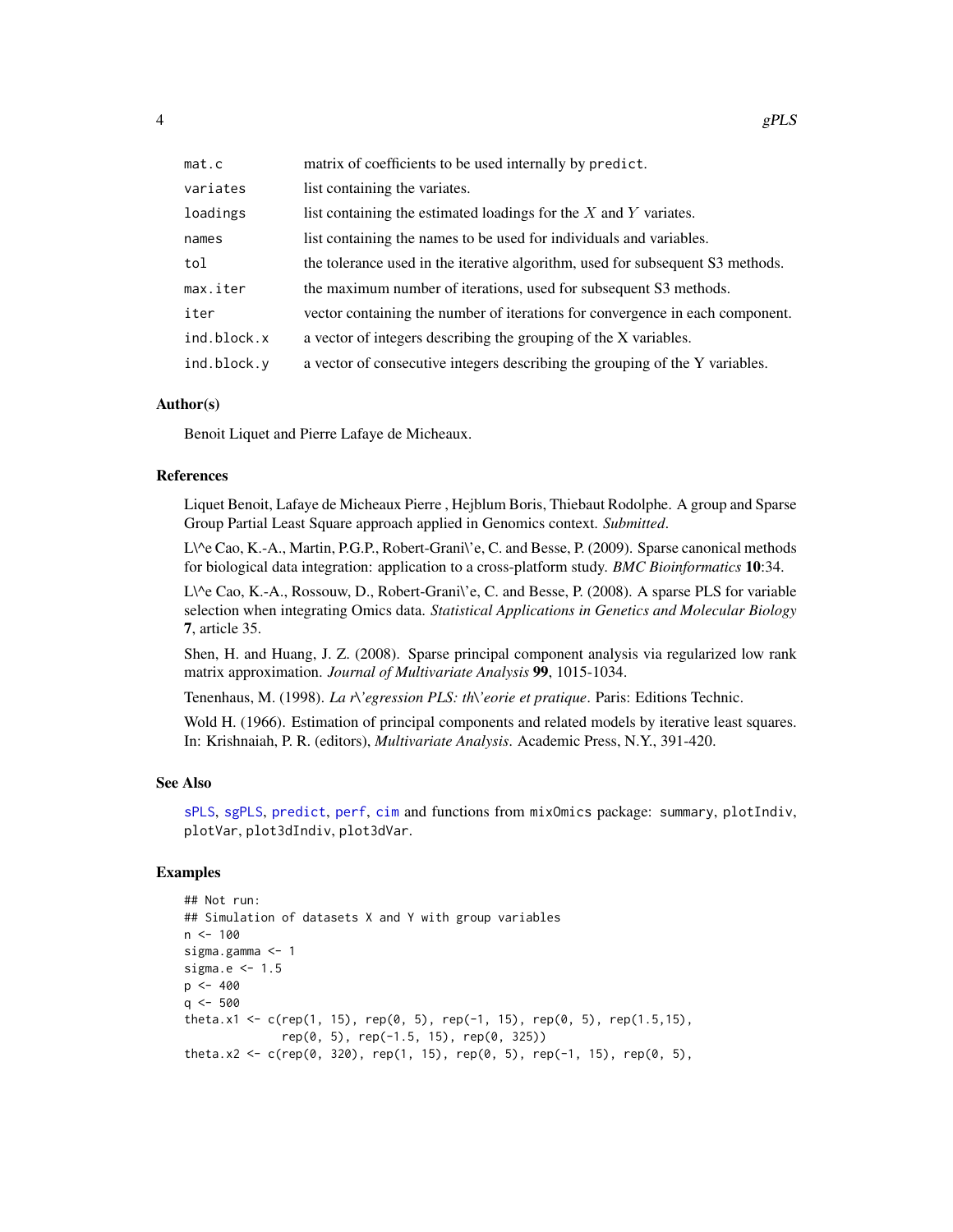| | |
|---|---|
| mat.c | matrix of coefficients to be used internally by predict. |
| variates | list containing the variates. |
| loadings | list containing the estimated loadings for the $X$ and $Y$ variates. |
| names | list containing the names to be used for individuals and variables. |
| tol | the tolerance used in the iterative algorithm, used for subsequent S3 methods. |
| max.iter | the maximum number of iterations, used for subsequent S3 methods. |
| iter | vector containing the number of iterations for convergence in each component. |
| ind.block.x | a vector of integers describing the grouping of the X variables. |
| ind.block.y | a vector of consecutive integers describing the grouping of the Y variables. |

## Author(s)

Benoit Liquet and Pierre Lafaye de Micheaux.

## References

Liquet Benoit, Lafaye de Micheaux Pierre , Hejblum Boris, Thiebaut Rodolphe. A group and Sparse Group Partial Least Square approach applied in Genomics context. *Submitted*.

L\^e Cao, K.-A., Martin, P.G.P., Robert-Grani\'e, C. and Besse, P. (2009). Sparse canonical methods for biological data integration: application to a cross-platform study. *BMC Bioinformatics* **10**:34.

L\^e Cao, K.-A., Rossouw, D., Robert-Grani\'e, C. and Besse, P. (2008). A sparse PLS for variable selection when integrating Omics data. *Statistical Applications in Genetics and Molecular Biology* **7**, article 35.

Shen, H. and Huang, J. Z. (2008). Sparse principal component analysis via regularized low rank matrix approximation. *Journal of Multivariate Analysis* **99**, 1015-1034.

Tenenhaus, M. (1998). *La r\'egression PLS: th\'eorie et pratique*. Paris: Editions Technic.

Wold H. (1966). Estimation of principal components and related models by iterative least squares. In: Krishnaiah, P. R. (editors), *Multivariate Analysis*. Academic Press, N.Y., 391-420.

## See Also

sPLS, sgPLS, predict, perf, cim and functions from mixOmics package: summary, plotIndiv, plotVar, plot3dIndiv, plot3dVar.

## Examples

```
## Not run:
## Simulation of datasets X and Y with group variables
n <- 100
sigma.gamma <- 1
sigma.e <- 1.5
p <- 400
q <- 500
theta.x1 <- c(rep(1, 15), rep(0, 5), rep(-1, 15), rep(0, 5), rep(1.5,15),
              rep(0, 5), rep(-1.5, 15), rep(0, 325))
theta.x2 <- c(rep(0, 320), rep(1, 15), rep(0, 5), rep(-1, 15), rep(0, 5),
```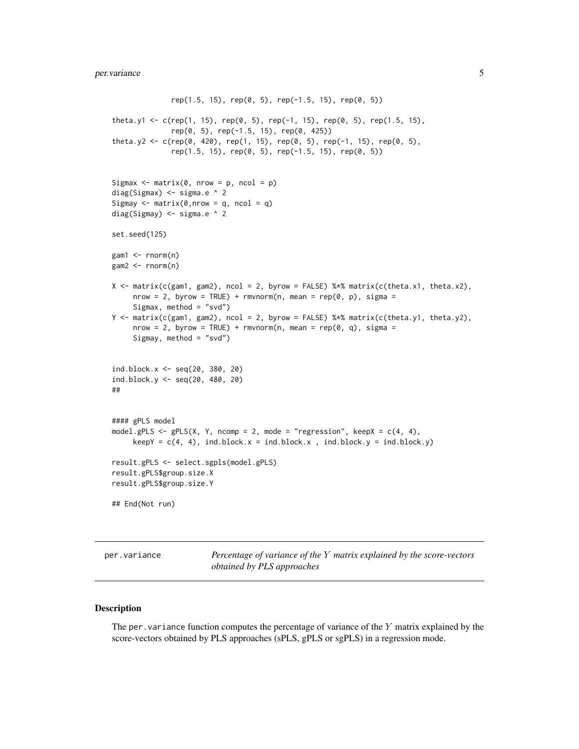```
              rep(1.5, 15), rep(0, 5), rep(-1.5, 15), rep(0, 5))

theta.y1 <- c(rep(1, 15), rep(0, 5), rep(-1, 15), rep(0, 5), rep(1.5, 15),
              rep(0, 5), rep(-1.5, 15), rep(0, 425))
theta.y2 <- c(rep(0, 420), rep(1, 15), rep(0, 5), rep(-1, 15), rep(0, 5),
              rep(1.5, 15), rep(0, 5), rep(-1.5, 15), rep(0, 5))


Sigmax <- matrix(0, nrow = p, ncol = p)
diag(Sigmax) <- sigma.e ^ 2
Sigmay <- matrix(0,nrow = q, ncol = q)
diag(Sigmay) <- sigma.e ^ 2

set.seed(125)

gam1 <- rnorm(n)
gam2 <- rnorm(n)

X <- matrix(c(gam1, gam2), ncol = 2, byrow = FALSE) %*% matrix(c(theta.x1, theta.x2),
     nrow = 2, byrow = TRUE) + rmvnorm(n, mean = rep(0, p), sigma =
     Sigmax, method = "svd")
Y <- matrix(c(gam1, gam2), ncol = 2, byrow = FALSE) %*% matrix(c(theta.y1, theta.y2),
     nrow = 2, byrow = TRUE) + rmvnorm(n, mean = rep(0, q), sigma =
     Sigmay, method = "svd")


ind.block.x <- seq(20, 380, 20)
ind.block.y <- seq(20, 480, 20)
##


#### gPLS model
model.gPLS <- gPLS(X, Y, ncomp = 2, mode = "regression", keepX = c(4, 4),
     keepY = c(4, 4), ind.block.x = ind.block.x , ind.block.y = ind.block.y)

result.gPLS <- select.sgpls(model.gPLS)
result.gPLS$group.size.X
result.gPLS$group.size.Y

## End(Not run)
```

---

`per.variance` — *Percentage of variance of the $Y$ matrix explained by the score-vectors obtained by PLS approaches*

---

## Description

The `per.variance` function computes the percentage of variance of the $Y$ matrix explained by the score-vectors obtained by PLS approaches (sPLS, gPLS or sgPLS) in a regression mode.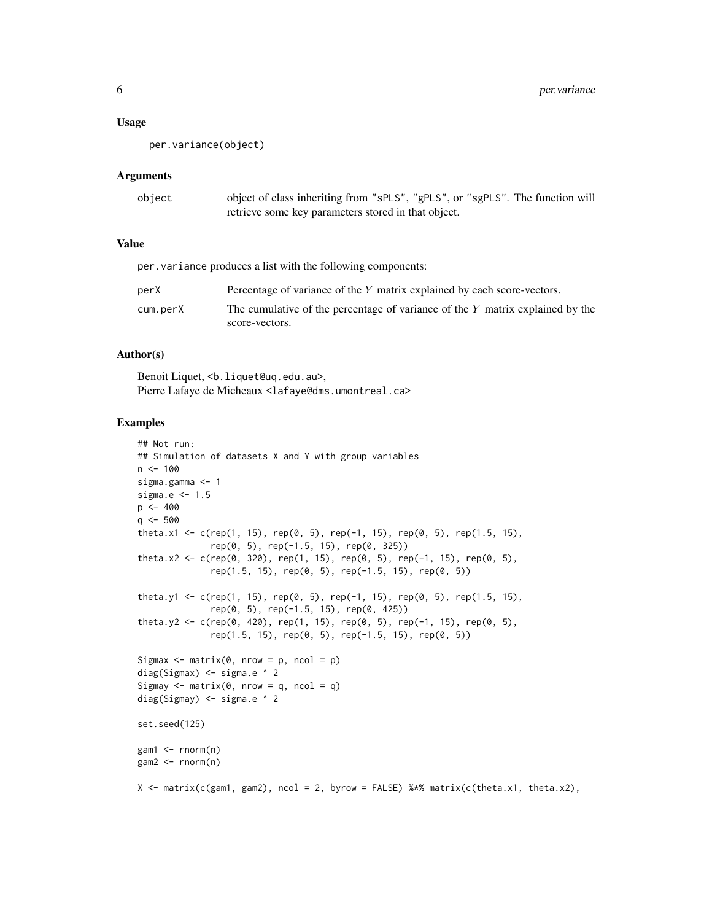### Usage

```
per.variance(object)
```

### Arguments

| | |
|---|---|
| object | object of class inheriting from "sPLS", "gPLS", or "sgPLS". The function will retrieve some key parameters stored in that object. |

### Value

per.variance produces a list with the following components:

| | |
|---|---|
| perX | Percentage of variance of the $Y$ matrix explained by each score-vectors. |
| cum.perX | The cumulative of the percentage of variance of the $Y$ matrix explained by the score-vectors. |

### Author(s)

Benoit Liquet, <b.liquet@uq.edu.au>,
Pierre Lafaye de Micheaux <lafaye@dms.umontreal.ca>

### Examples

```
## Not run:
## Simulation of datasets X and Y with group variables
n <- 100
sigma.gamma <- 1
sigma.e <- 1.5
p <- 400
q <- 500
theta.x1 <- c(rep(1, 15), rep(0, 5), rep(-1, 15), rep(0, 5), rep(1.5, 15),
              rep(0, 5), rep(-1.5, 15), rep(0, 325))
theta.x2 <- c(rep(0, 320), rep(1, 15), rep(0, 5), rep(-1, 15), rep(0, 5),
              rep(1.5, 15), rep(0, 5), rep(-1.5, 15), rep(0, 5))

theta.y1 <- c(rep(1, 15), rep(0, 5), rep(-1, 15), rep(0, 5), rep(1.5, 15),
              rep(0, 5), rep(-1.5, 15), rep(0, 425))
theta.y2 <- c(rep(0, 420), rep(1, 15), rep(0, 5), rep(-1, 15), rep(0, 5),
              rep(1.5, 15), rep(0, 5), rep(-1.5, 15), rep(0, 5))

Sigmax <- matrix(0, nrow = p, ncol = p)
diag(Sigmax) <- sigma.e ^ 2
Sigmay <- matrix(0, nrow = q, ncol = q)
diag(Sigmay) <- sigma.e ^ 2

set.seed(125)

gam1 <- rnorm(n)
gam2 <- rnorm(n)

X <- matrix(c(gam1, gam2), ncol = 2, byrow = FALSE) %*% matrix(c(theta.x1, theta.x2),
```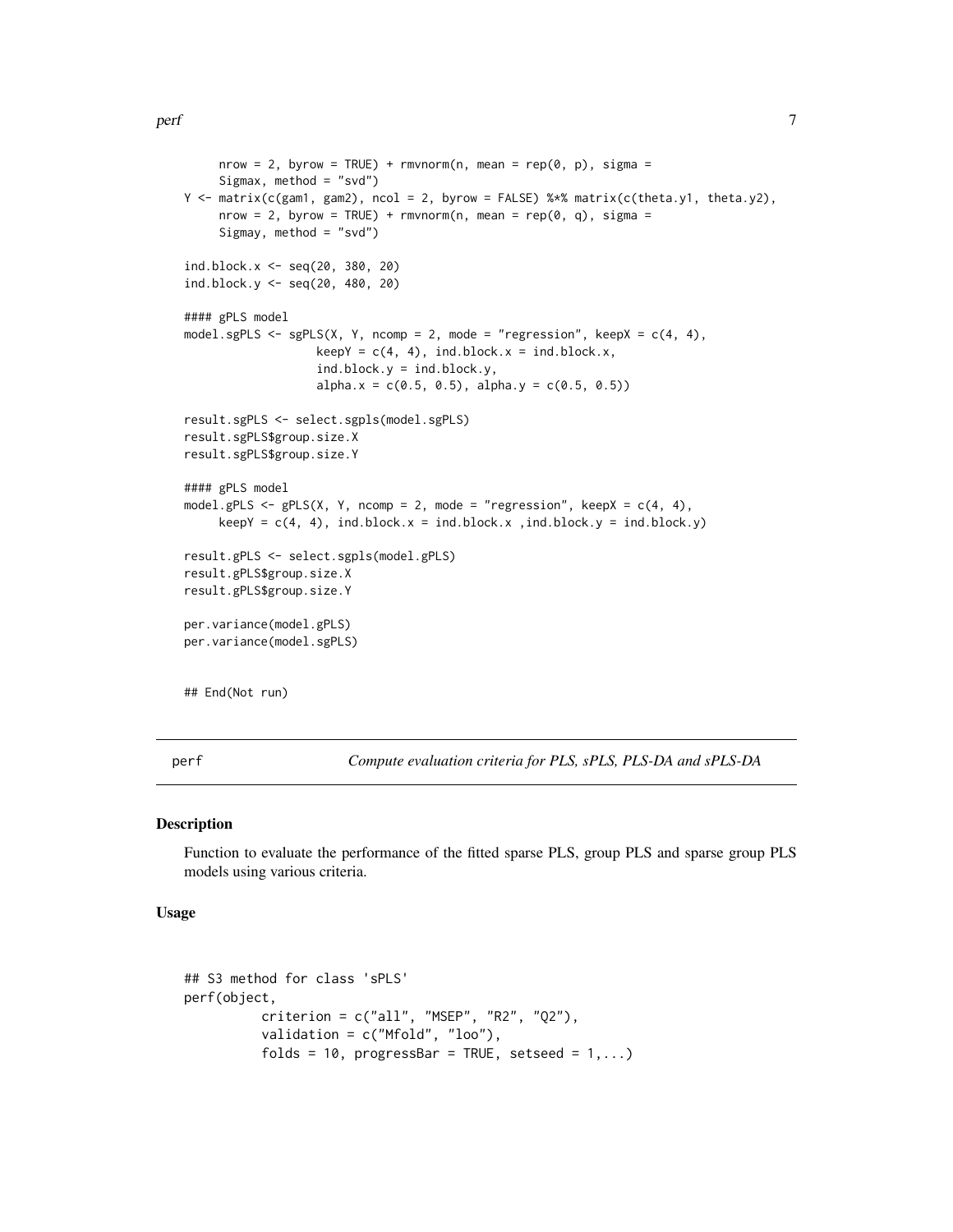```
     nrow = 2, byrow = TRUE) + rmvnorm(n, mean = rep(0, p), sigma =
     Sigmax, method = "svd")
Y <- matrix(c(gam1, gam2), ncol = 2, byrow = FALSE) %*% matrix(c(theta.y1, theta.y2),
     nrow = 2, byrow = TRUE) + rmvnorm(n, mean = rep(0, q), sigma =
     Sigmay, method = "svd")

ind.block.x <- seq(20, 380, 20)
ind.block.y <- seq(20, 480, 20)

#### gPLS model
model.sgPLS <- sgPLS(X, Y, ncomp = 2, mode = "regression", keepX = c(4, 4),
                  keepY = c(4, 4), ind.block.x = ind.block.x,
                  ind.block.y = ind.block.y,
                  alpha.x = c(0.5, 0.5), alpha.y = c(0.5, 0.5))

result.sgPLS <- select.sgpls(model.sgPLS)
result.sgPLS$group.size.X
result.sgPLS$group.size.Y

#### gPLS model
model.gPLS <- gPLS(X, Y, ncomp = 2, mode = "regression", keepX = c(4, 4),
     keepY = c(4, 4), ind.block.x = ind.block.x ,ind.block.y = ind.block.y)

result.gPLS <- select.sgpls(model.gPLS)
result.gPLS$group.size.X
result.gPLS$group.size.Y

per.variance(model.gPLS)
per.variance(model.sgPLS)


## End(Not run)
```

---

perf — *Compute evaluation criteria for PLS, sPLS, PLS-DA and sPLS-DA*

---

### Description

Function to evaluate the performance of the fitted sparse PLS, group PLS and sparse group PLS models using various criteria.

### Usage

```
## S3 method for class 'sPLS'
perf(object,
          criterion = c("all", "MSEP", "R2", "Q2"),
          validation = c("Mfold", "loo"),
          folds = 10, progressBar = TRUE, setseed = 1,...)
```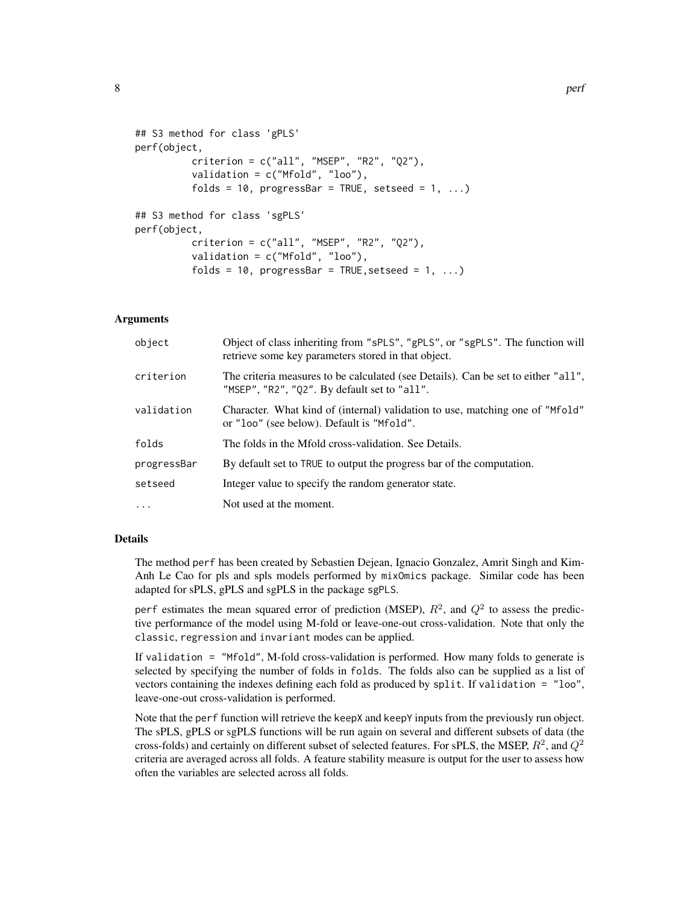```
## S3 method for class 'gPLS'
perf(object,
          criterion = c("all", "MSEP", "R2", "Q2"),
          validation = c("Mfold", "loo"),
          folds = 10, progressBar = TRUE, setseed = 1, ...)

## S3 method for class 'sgPLS'
perf(object,
          criterion = c("all", "MSEP", "R2", "Q2"),
          validation = c("Mfold", "loo"),
          folds = 10, progressBar = TRUE,setseed = 1, ...)
```

## Arguments

| | |
|---|---|
| `object` | Object of class inheriting from `"sPLS"`, `"gPLS"`, or `"sgPLS"`. The function will retrieve some key parameters stored in that object. |
| `criterion` | The criteria measures to be calculated (see Details). Can be set to either `"all"`, `"MSEP"`, `"R2"`, `"Q2"`. By default set to `"all"`. |
| `validation` | Character. What kind of (internal) validation to use, matching one of `"Mfold"` or `"loo"` (see below). Default is `"Mfold"`. |
| `folds` | The folds in the Mfold cross-validation. See Details. |
| `progressBar` | By default set to `TRUE` to output the progress bar of the computation. |
| `setseed` | Integer value to specify the random generator state. |
| `...` | Not used at the moment. |

## Details

The method `perf` has been created by Sebastien Dejean, Ignacio Gonzalez, Amrit Singh and Kim-Anh Le Cao for pls and spls models performed by `mixOmics` package. Similar code has been adapted for sPLS, gPLS and sgPLS in the package `sgPLS`.

`perf` estimates the mean squared error of prediction (MSEP), $R^2$, and $Q^2$ to assess the predictive performance of the model using M-fold or leave-one-out cross-validation. Note that only the `classic`, `regression` and `invariant` modes can be applied.

If `validation = "Mfold"`, M-fold cross-validation is performed. How many folds to generate is selected by specifying the number of folds in `folds`. The folds also can be supplied as a list of vectors containing the indexes defining each fold as produced by `split`. If `validation = "loo"`, leave-one-out cross-validation is performed.

Note that the `perf` function will retrieve the `keepX` and `keepY` inputs from the previously run object. The sPLS, gPLS or sgPLS functions will be run again on several and different subsets of data (the cross-folds) and certainly on different subset of selected features. For sPLS, the MSEP, $R^2$, and $Q^2$ criteria are averaged across all folds. A feature stability measure is output for the user to assess how often the variables are selected across all folds.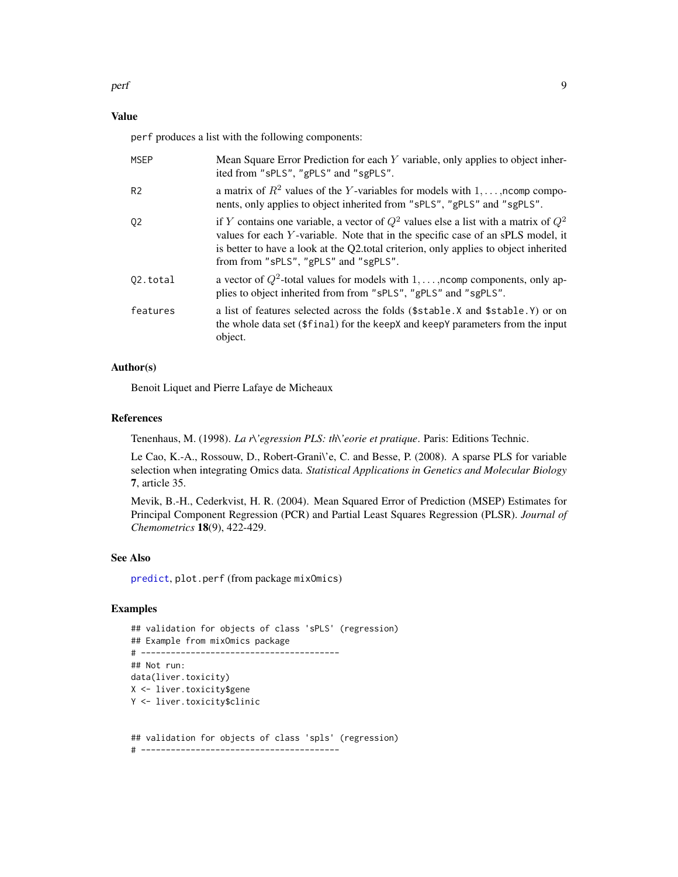## Value

`perf` produces a list with the following components:

| | |
|---|---|
| `MSEP` | Mean Square Error Prediction for each $Y$ variable, only applies to object inherited from `"sPLS"`, `"gPLS"` and `"sgPLS"`. |
| `R2` | a matrix of $R^2$ values of the $Y$-variables for models with $1, \ldots,$`ncomp` components, only applies to object inherited from `"sPLS"`, `"gPLS"` and `"sgPLS"`. |
| `Q2` | if $Y$ contains one variable, a vector of $Q^2$ values else a list with a matrix of $Q^2$ values for each $Y$-variable. Note that in the specific case of an sPLS model, it is better to have a look at the Q2.total criterion, only applies to object inherited from from `"sPLS"`, `"gPLS"` and `"sgPLS"`. |
| `Q2.total` | a vector of $Q^2$-total values for models with $1, \ldots,$`ncomp` components, only applies to object inherited from from `"sPLS"`, `"gPLS"` and `"sgPLS"`. |
| `features` | a list of features selected across the folds (`$stable.X` and `$stable.Y`) or on the whole data set (`$final`) for the `keepX` and `keepY` parameters from the input object. |

## Author(s)

Benoit Liquet and Pierre Lafaye de Micheaux

## References

Tenenhaus, M. (1998). *La r\'egression PLS: th\'eorie et pratique*. Paris: Editions Technic.

Le Cao, K.-A., Rossouw, D., Robert-Grani\'e, C. and Besse, P. (2008). A sparse PLS for variable selection when integrating Omics data. *Statistical Applications in Genetics and Molecular Biology* **7**, article 35.

Mevik, B.-H., Cederkvist, H. R. (2004). Mean Squared Error of Prediction (MSEP) Estimates for Principal Component Regression (PCR) and Partial Least Squares Regression (PLSR). *Journal of Chemometrics* **18**(9), 422-429.

## See Also

`predict`, `plot.perf` (from package `mixOmics`)

## Examples

```
## validation for objects of class 'sPLS' (regression)
## Example from mixOmics package
# ----------------------------------------
## Not run:
data(liver.toxicity)
X <- liver.toxicity$gene
Y <- liver.toxicity$clinic


## validation for objects of class 'spls' (regression)
# ----------------------------------------
```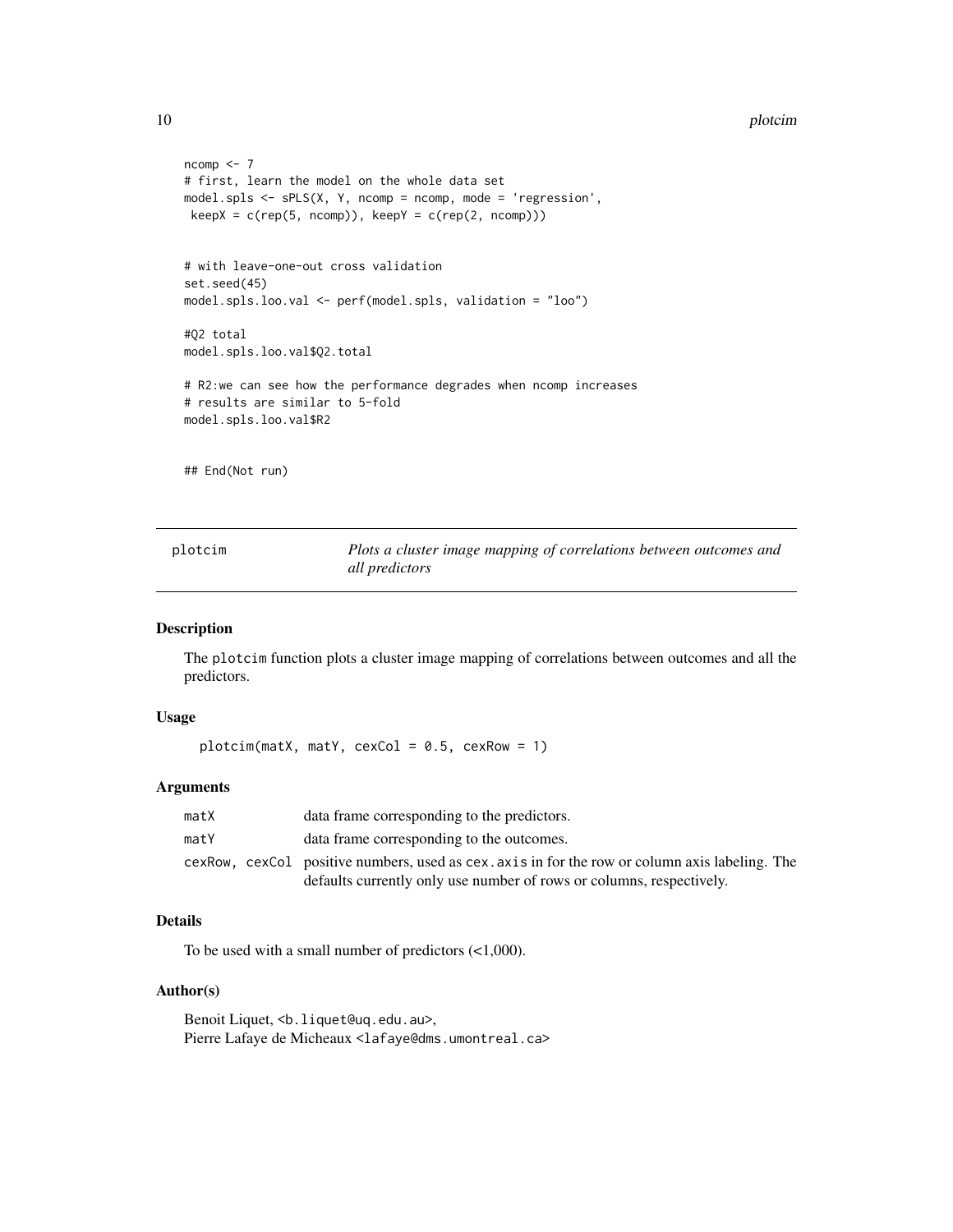```
ncomp <- 7
# first, learn the model on the whole data set
model.spls <- sPLS(X, Y, ncomp = ncomp, mode = 'regression',
 keepX = c(rep(5, ncomp)), keepY = c(rep(2, ncomp)))


# with leave-one-out cross validation
set.seed(45)
model.spls.loo.val <- perf(model.spls, validation = "loo")

#Q2 total
model.spls.loo.val$Q2.total

# R2:we can see how the performance degrades when ncomp increases
# results are similar to 5-fold
model.spls.loo.val$R2


## End(Not run)
```

---

## plotcim — *Plots a cluster image mapping of correlations between outcomes and all predictors*

### Description

The `plotcim` function plots a cluster image mapping of correlations between outcomes and all the predictors.

### Usage

```
plotcim(matX, matY, cexCol = 0.5, cexRow = 1)
```

### Arguments

| | |
|---|---|
| `matX` | data frame corresponding to the predictors. |
| `matY` | data frame corresponding to the outcomes. |
| `cexRow, cexCol` | positive numbers, used as `cex.axis` in for the row or column axis labeling. The defaults currently only use number of rows or columns, respectively. |

### Details

To be used with a small number of predictors (<1,000).

### Author(s)

Benoit Liquet, <b.liquet@uq.edu.au>,
Pierre Lafaye de Micheaux <lafaye@dms.umontreal.ca>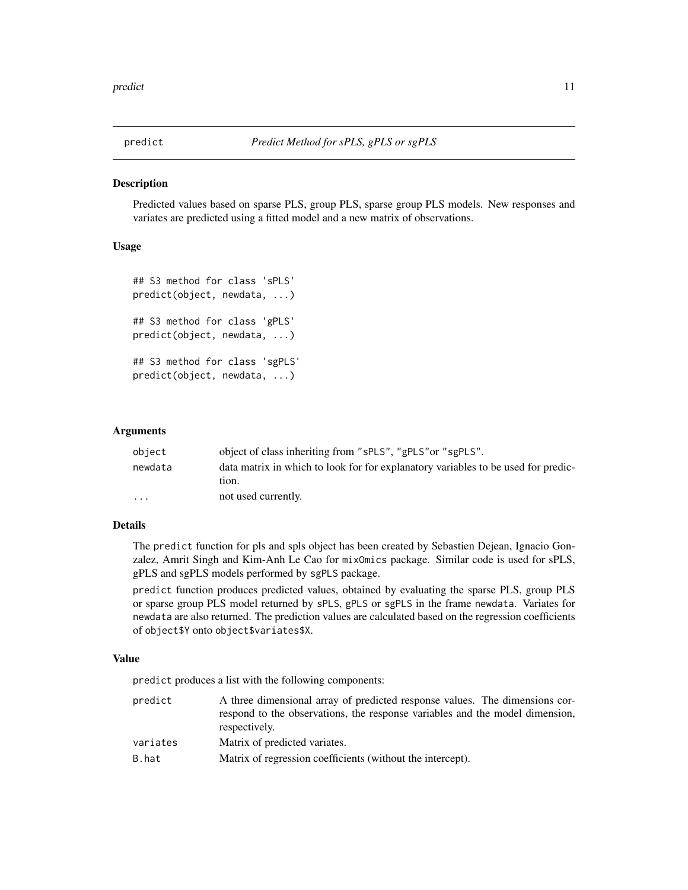# predict — *Predict Method for sPLS, gPLS or sgPLS*

## Description

Predicted values based on sparse PLS, group PLS, sparse group PLS models. New responses and variates are predicted using a fitted model and a new matrix of observations.

## Usage

```
## S3 method for class 'sPLS'
predict(object, newdata, ...)

## S3 method for class 'gPLS'
predict(object, newdata, ...)

## S3 method for class 'sgPLS'
predict(object, newdata, ...)
```

## Arguments

| | |
|---|---|
| `object` | object of class inheriting from "sPLS", "gPLS"or "sgPLS". |
| `newdata` | data matrix in which to look for for explanatory variables to be used for prediction. |
| `...` | not used currently. |

## Details

The `predict` function for pls and spls object has been created by Sebastien Dejean, Ignacio Gonzalez, Amrit Singh and Kim-Anh Le Cao for `mixOmics` package. Similar code is used for sPLS, gPLS and sgPLS models performed by `sgPLS` package.

`predict` function produces predicted values, obtained by evaluating the sparse PLS, group PLS or sparse group PLS model returned by `sPLS`, `gPLS` or `sgPLS` in the frame `newdata`. Variates for `newdata` are also returned. The prediction values are calculated based on the regression coefficients of `object$Y` onto `object$variates$X`.

## Value

`predict` produces a list with the following components:

| | |
|---|---|
| `predict` | A three dimensional array of predicted response values. The dimensions correspond to the observations, the response variables and the model dimension, respectively. |
| `variates` | Matrix of predicted variates. |
| `B.hat` | Matrix of regression coefficients (without the intercept). |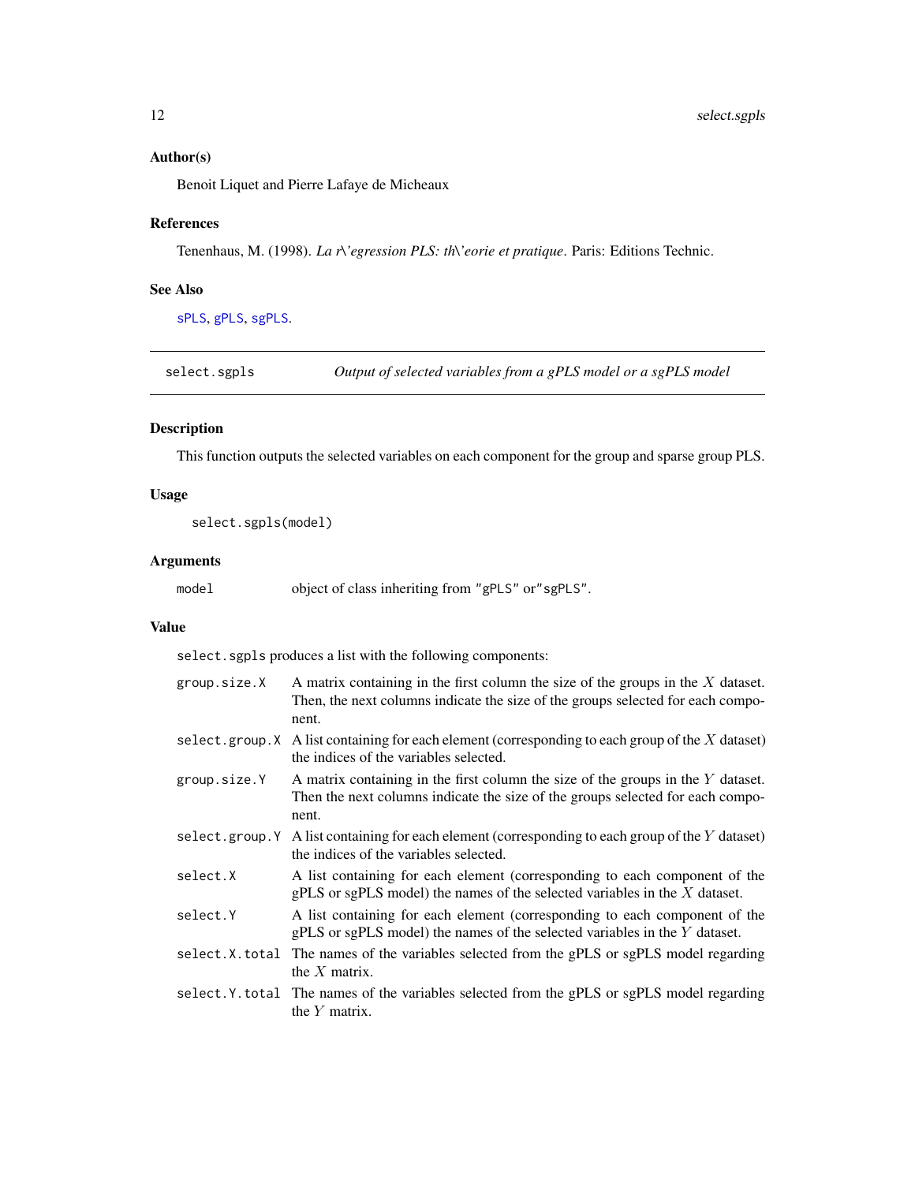## Author(s)

Benoit Liquet and Pierre Lafaye de Micheaux

## References

Tenenhaus, M. (1998). *La r\'egression PLS: th\'eorie et pratique*. Paris: Editions Technic.

## See Also

sPLS, gPLS, sgPLS.

---

# select.sgpls — *Output of selected variables from a gPLS model or a sgPLS model*

## Description

This function outputs the selected variables on each component for the group and sparse group PLS.

## Usage

```
select.sgpls(model)
```

## Arguments

| | |
|---|---|
| `model` | object of class inheriting from `"gPLS"` or`"sgPLS"`. |

## Value

`select.sgpls` produces a list with the following components:

| | |
|---|---|
| `group.size.X` | A matrix containing in the first column the size of the groups in the $X$ dataset. Then, the next columns indicate the size of the groups selected for each component. |
| `select.group.X` | A list containing for each element (corresponding to each group of the $X$ dataset) the indices of the variables selected. |
| `group.size.Y` | A matrix containing in the first column the size of the groups in the $Y$ dataset. Then the next columns indicate the size of the groups selected for each component. |
| `select.group.Y` | A list containing for each element (corresponding to each group of the $Y$ dataset) the indices of the variables selected. |
| `select.X` | A list containing for each element (corresponding to each component of the gPLS or sgPLS model) the names of the selected variables in the $X$ dataset. |
| `select.Y` | A list containing for each element (corresponding to each component of the gPLS or sgPLS model) the names of the selected variables in the $Y$ dataset. |
| `select.X.total` | The names of the variables selected from the gPLS or sgPLS model regarding the $X$ matrix. |
| `select.Y.total` | The names of the variables selected from the gPLS or sgPLS model regarding the $Y$ matrix. |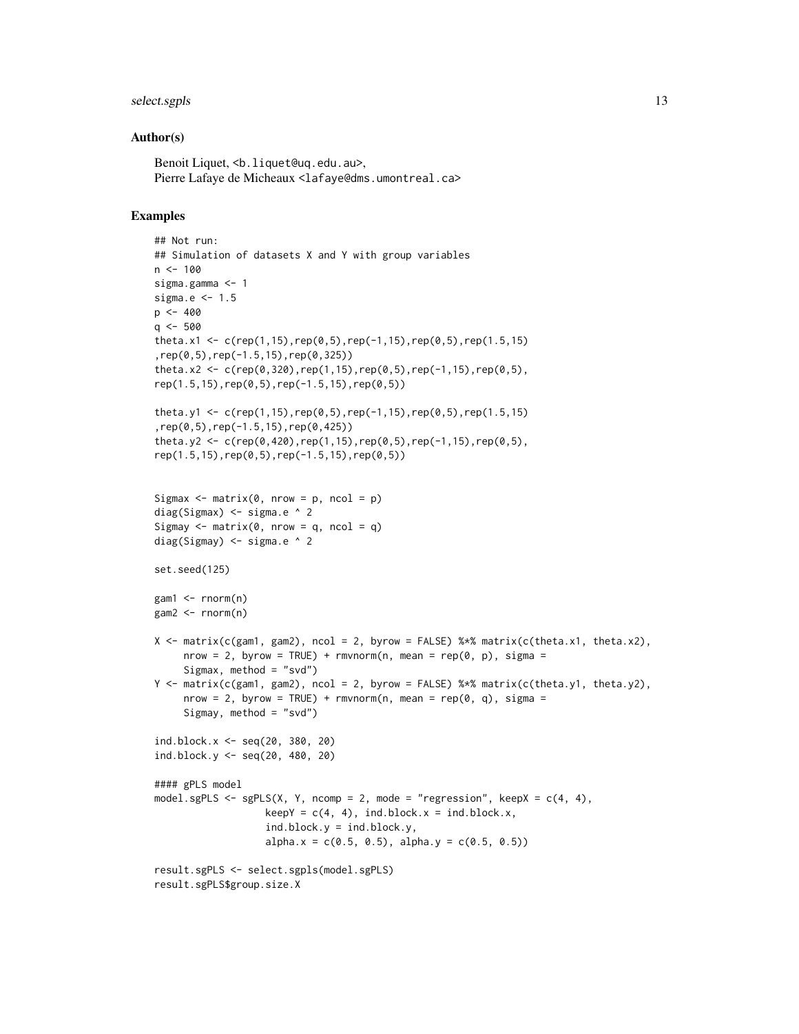## Author(s)

Benoit Liquet, <b.liquet@uq.edu.au>,
Pierre Lafaye de Micheaux <lafaye@dms.umontreal.ca>

## Examples

```
## Not run:
## Simulation of datasets X and Y with group variables
n <- 100
sigma.gamma <- 1
sigma.e <- 1.5
p <- 400
q <- 500
theta.x1 <- c(rep(1,15),rep(0,5),rep(-1,15),rep(0,5),rep(1.5,15)
,rep(0,5),rep(-1.5,15),rep(0,325))
theta.x2 <- c(rep(0,320),rep(1,15),rep(0,5),rep(-1,15),rep(0,5),
rep(1.5,15),rep(0,5),rep(-1.5,15),rep(0,5))

theta.y1 <- c(rep(1,15),rep(0,5),rep(-1,15),rep(0,5),rep(1.5,15)
,rep(0,5),rep(-1.5,15),rep(0,425))
theta.y2 <- c(rep(0,420),rep(1,15),rep(0,5),rep(-1,15),rep(0,5),
rep(1.5,15),rep(0,5),rep(-1.5,15),rep(0,5))


Sigmax <- matrix(0, nrow = p, ncol = p)
diag(Sigmax) <- sigma.e ^ 2
Sigmay <- matrix(0, nrow = q, ncol = q)
diag(Sigmay) <- sigma.e ^ 2

set.seed(125)

gam1 <- rnorm(n)
gam2 <- rnorm(n)

X <- matrix(c(gam1, gam2), ncol = 2, byrow = FALSE) %*% matrix(c(theta.x1, theta.x2),
     nrow = 2, byrow = TRUE) + rmvnorm(n, mean = rep(0, p), sigma =
     Sigmax, method = "svd")
Y <- matrix(c(gam1, gam2), ncol = 2, byrow = FALSE) %*% matrix(c(theta.y1, theta.y2),
     nrow = 2, byrow = TRUE) + rmvnorm(n, mean = rep(0, q), sigma =
     Sigmay, method = "svd")

ind.block.x <- seq(20, 380, 20)
ind.block.y <- seq(20, 480, 20)

#### gPLS model
model.sgPLS <- sgPLS(X, Y, ncomp = 2, mode = "regression", keepX = c(4, 4),
                   keepY = c(4, 4), ind.block.x = ind.block.x,
                   ind.block.y = ind.block.y,
                   alpha.x = c(0.5, 0.5), alpha.y = c(0.5, 0.5))

result.sgPLS <- select.sgpls(model.sgPLS)
result.sgPLS$group.size.X
```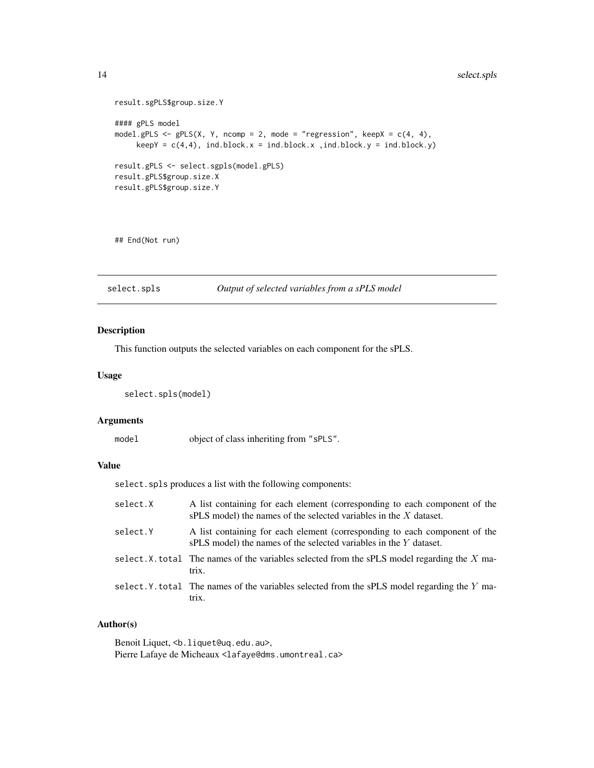```
result.sgPLS$group.size.Y

#### gPLS model
model.gPLS <- gPLS(X, Y, ncomp = 2, mode = "regression", keepX = c(4, 4),
     keepY = c(4,4), ind.block.x = ind.block.x ,ind.block.y = ind.block.y)

result.gPLS <- select.sgpls(model.gPLS)
result.gPLS$group.size.X
result.gPLS$group.size.Y



## End(Not run)
```

## select.spls — *Output of selected variables from a sPLS model*

### Description

This function outputs the selected variables on each component for the sPLS.

### Usage

```
select.spls(model)
```

### Arguments

| | |
|---|---|
| `model` | object of class inheriting from "sPLS". |

### Value

`select.spls` produces a list with the following components:

| | |
|---|---|
| `select.X` | A list containing for each element (corresponding to each component of the sPLS model) the names of the selected variables in the $X$ dataset. |
| `select.Y` | A list containing for each element (corresponding to each component of the sPLS model) the names of the selected variables in the $Y$ dataset. |
| `select.X.total` | The names of the variables selected from the sPLS model regarding the $X$ matrix. |
| `select.Y.total` | The names of the variables selected from the sPLS model regarding the $Y$ matrix. |

### Author(s)

Benoit Liquet, <b.liquet@uq.edu.au>,
Pierre Lafaye de Micheaux <lafaye@dms.umontreal.ca>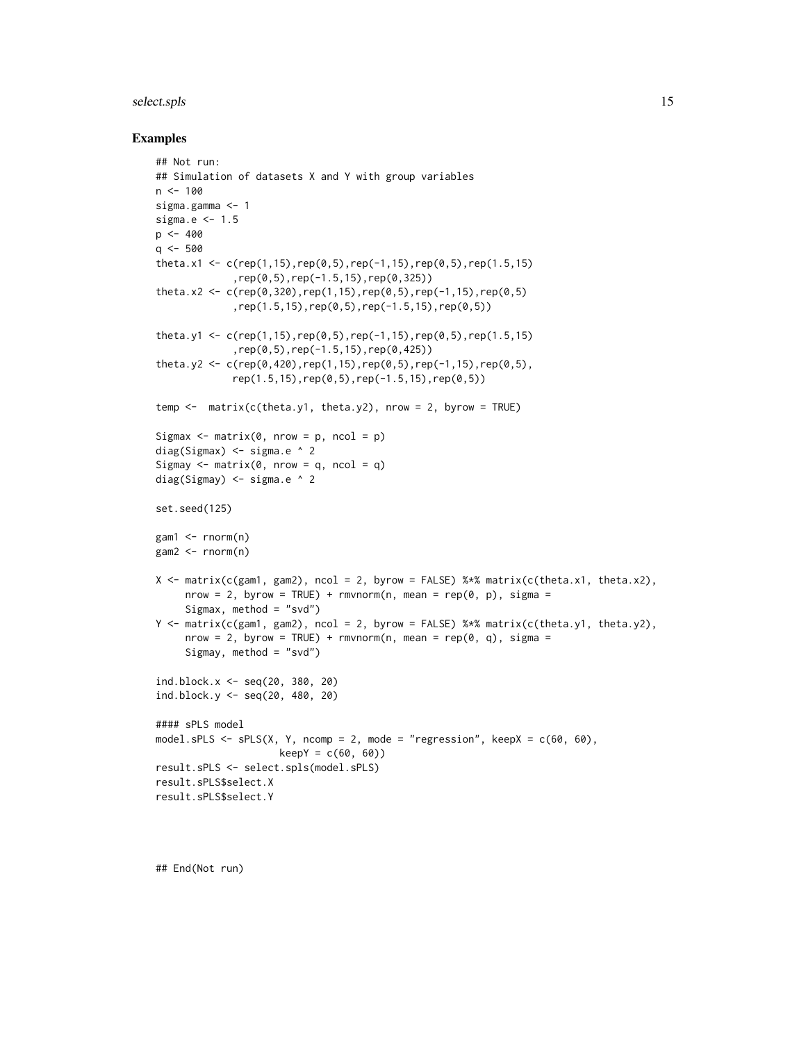### Examples

```
## Not run:
## Simulation of datasets X and Y with group variables
n <- 100
sigma.gamma <- 1
sigma.e <- 1.5
p <- 400
q <- 500
theta.x1 <- c(rep(1,15),rep(0,5),rep(-1,15),rep(0,5),rep(1.5,15)
            ,rep(0,5),rep(-1.5,15),rep(0,325))
theta.x2 <- c(rep(0,320),rep(1,15),rep(0,5),rep(-1,15),rep(0,5)
            ,rep(1.5,15),rep(0,5),rep(-1.5,15),rep(0,5))

theta.y1 <- c(rep(1,15),rep(0,5),rep(-1,15),rep(0,5),rep(1.5,15)
            ,rep(0,5),rep(-1.5,15),rep(0,425))
theta.y2 <- c(rep(0,420),rep(1,15),rep(0,5),rep(-1,15),rep(0,5),
            rep(1.5,15),rep(0,5),rep(-1.5,15),rep(0,5))

temp <-  matrix(c(theta.y1, theta.y2), nrow = 2, byrow = TRUE)

Sigmax <- matrix(0, nrow = p, ncol = p)
diag(Sigmax) <- sigma.e ^ 2
Sigmay <- matrix(0, nrow = q, ncol = q)
diag(Sigmay) <- sigma.e ^ 2

set.seed(125)

gam1 <- rnorm(n)
gam2 <- rnorm(n)

X <- matrix(c(gam1, gam2), ncol = 2, byrow = FALSE) %*% matrix(c(theta.x1, theta.x2),
     nrow = 2, byrow = TRUE) + rmvnorm(n, mean = rep(0, p), sigma =
     Sigmax, method = "svd")
Y <- matrix(c(gam1, gam2), ncol = 2, byrow = FALSE) %*% matrix(c(theta.y1, theta.y2),
     nrow = 2, byrow = TRUE) + rmvnorm(n, mean = rep(0, q), sigma =
     Sigmay, method = "svd")

ind.block.x <- seq(20, 380, 20)
ind.block.y <- seq(20, 480, 20)

#### sPLS model
model.sPLS <- sPLS(X, Y, ncomp = 2, mode = "regression", keepX = c(60, 60),
                   keepY = c(60, 60))
result.sPLS <- select.spls(model.sPLS)
result.sPLS$select.X
result.sPLS$select.Y



## End(Not run)
```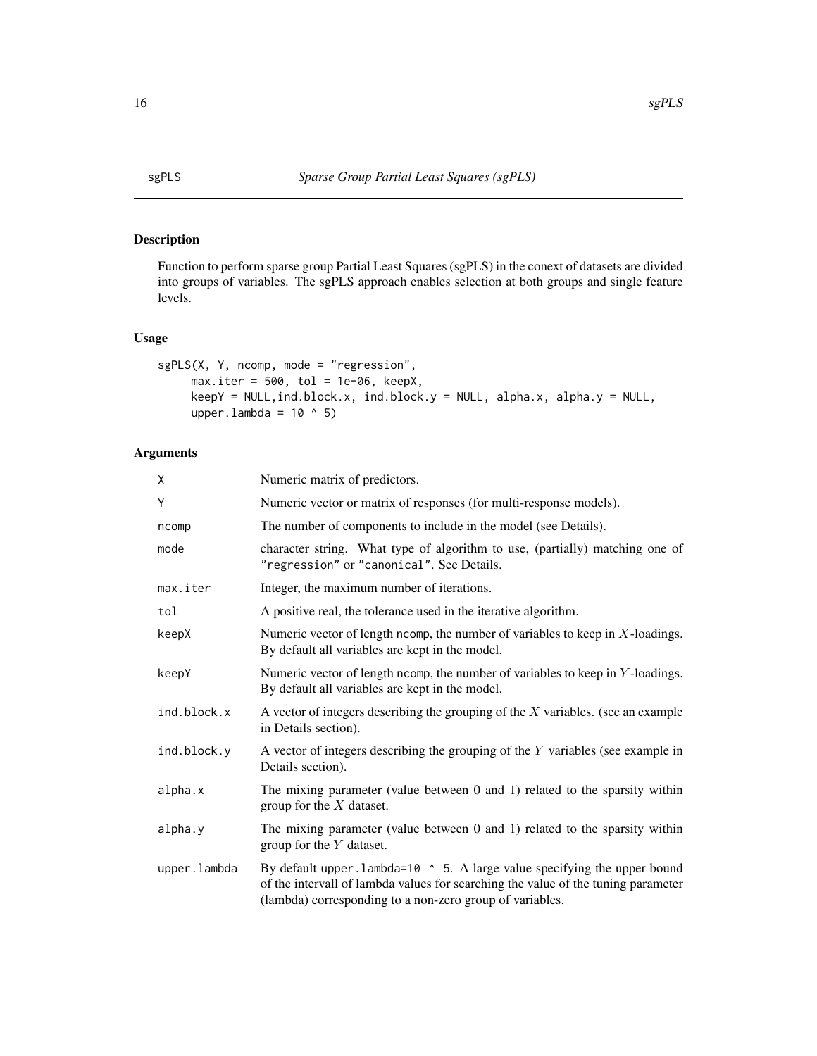# sgPLS — *Sparse Group Partial Least Squares (sgPLS)*

## Description

Function to perform sparse group Partial Least Squares (sgPLS) in the conext of datasets are divided into groups of variables. The sgPLS approach enables selection at both groups and single feature levels.

## Usage

```
sgPLS(X, Y, ncomp, mode = "regression",
     max.iter = 500, tol = 1e-06, keepX,
     keepY = NULL,ind.block.x, ind.block.y = NULL, alpha.x, alpha.y = NULL,
     upper.lambda = 10 ^ 5)
```

## Arguments

| | |
|---|---|
| `X` | Numeric matrix of predictors. |
| `Y` | Numeric vector or matrix of responses (for multi-response models). |
| `ncomp` | The number of components to include in the model (see Details). |
| `mode` | character string. What type of algorithm to use, (partially) matching one of `"regression"` or `"canonical"`. See Details. |
| `max.iter` | Integer, the maximum number of iterations. |
| `tol` | A positive real, the tolerance used in the iterative algorithm. |
| `keepX` | Numeric vector of length `ncomp`, the number of variables to keep in $X$-loadings. By default all variables are kept in the model. |
| `keepY` | Numeric vector of length `ncomp`, the number of variables to keep in $Y$-loadings. By default all variables are kept in the model. |
| `ind.block.x` | A vector of integers describing the grouping of the $X$ variables. (see an example in Details section). |
| `ind.block.y` | A vector of integers describing the grouping of the $Y$ variables (see example in Details section). |
| `alpha.x` | The mixing parameter (value between 0 and 1) related to the sparsity within group for the $X$ dataset. |
| `alpha.y` | The mixing parameter (value between 0 and 1) related to the sparsity within group for the $Y$ dataset. |
| `upper.lambda` | By default `upper.lambda=10 ^ 5`. A large value specifying the upper bound of the intervall of lambda values for searching the value of the tuning parameter (lambda) corresponding to a non-zero group of variables. |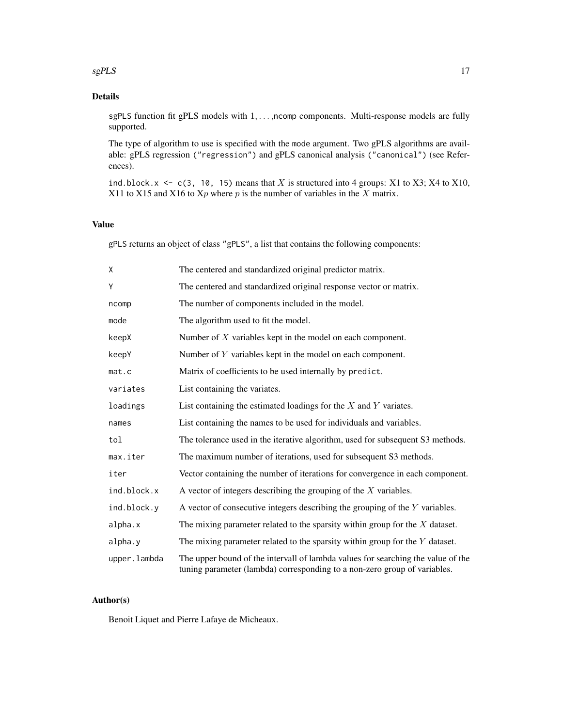## Details

`sgPLS` function fit gPLS models with $1, \ldots,$`ncomp` components. Multi-response models are fully supported.

The type of algorithm to use is specified with the `mode` argument. Two gPLS algorithms are available: gPLS regression (`"regression"`) and gPLS canonical analysis (`"canonical"`) (see References).

`ind.block.x <- c(3, 10, 15)` means that $X$ is structured into 4 groups: X1 to X3; X4 to X10, X11 to X15 and X16 to X$p$ where $p$ is the number of variables in the $X$ matrix.

## Value

`gPLS` returns an object of class `"gPLS"`, a list that contains the following components:

| | |
|---|---|
| `X` | The centered and standardized original predictor matrix. |
| `Y` | The centered and standardized original response vector or matrix. |
| `ncomp` | The number of components included in the model. |
| `mode` | The algorithm used to fit the model. |
| `keepX` | Number of $X$ variables kept in the model on each component. |
| `keepY` | Number of $Y$ variables kept in the model on each component. |
| `mat.c` | Matrix of coefficients to be used internally by `predict`. |
| `variates` | List containing the variates. |
| `loadings` | List containing the estimated loadings for the $X$ and $Y$ variates. |
| `names` | List containing the names to be used for individuals and variables. |
| `tol` | The tolerance used in the iterative algorithm, used for subsequent S3 methods. |
| `max.iter` | The maximum number of iterations, used for subsequent S3 methods. |
| `iter` | Vector containing the number of iterations for convergence in each component. |
| `ind.block.x` | A vector of integers describing the grouping of the $X$ variables. |
| `ind.block.y` | A vector of consecutive integers describing the grouping of the $Y$ variables. |
| `alpha.x` | The mixing parameter related to the sparsity within group for the $X$ dataset. |
| `alpha.y` | The mixing parameter related to the sparsity within group for the $Y$ dataset. |
| `upper.lambda` | The upper bound of the intervall of lambda values for searching the value of the tuning parameter (lambda) corresponding to a non-zero group of variables. |

## Author(s)

Benoit Liquet and Pierre Lafaye de Micheaux.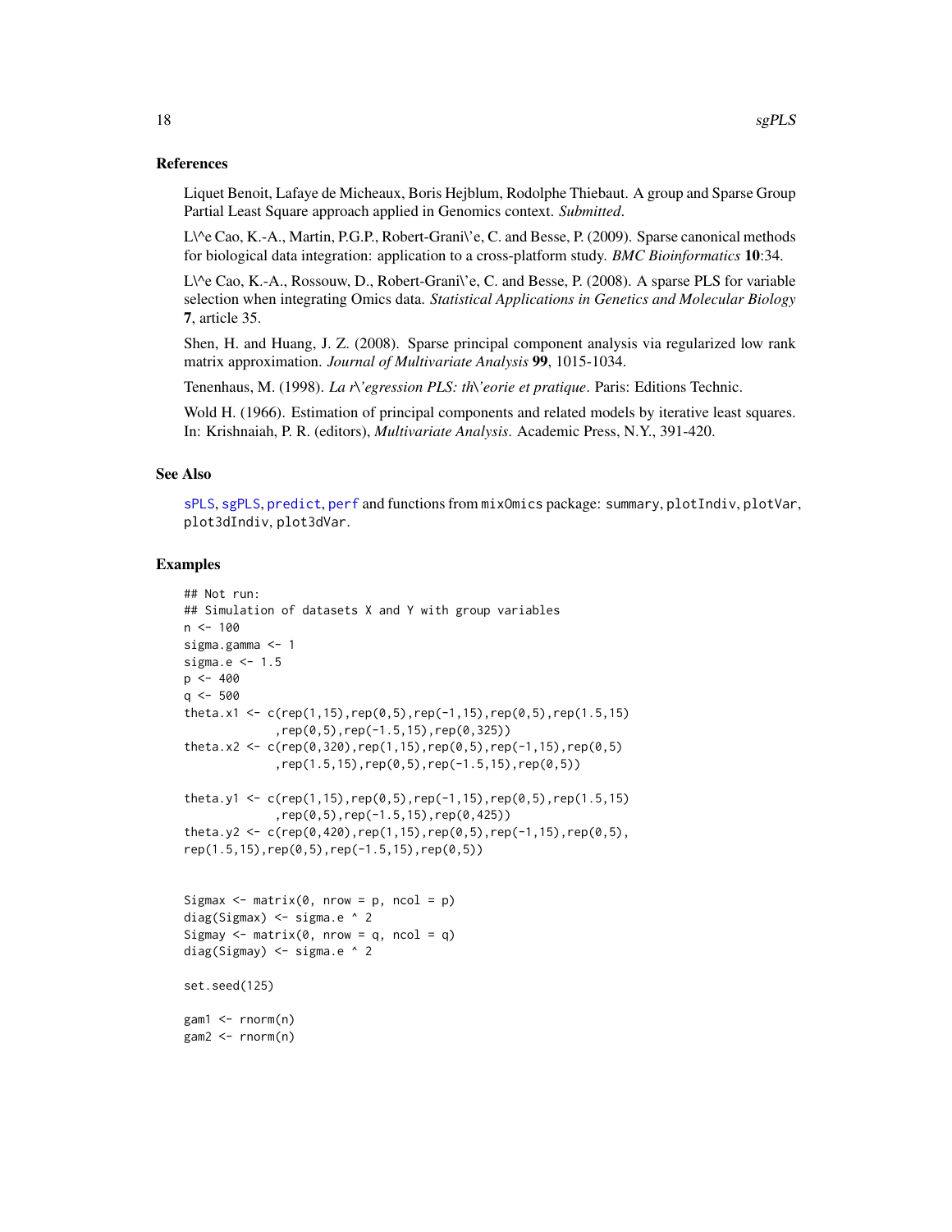### References

Liquet Benoit, Lafaye de Micheaux, Boris Hejblum, Rodolphe Thiebaut. A group and Sparse Group Partial Least Square approach applied in Genomics context. *Submitted*.

L\^e Cao, K.-A., Martin, P.G.P., Robert-Grani\'e, C. and Besse, P. (2009). Sparse canonical methods for biological data integration: application to a cross-platform study. *BMC Bioinformatics* **10**:34.

L\^e Cao, K.-A., Rossouw, D., Robert-Grani\'e, C. and Besse, P. (2008). A sparse PLS for variable selection when integrating Omics data. *Statistical Applications in Genetics and Molecular Biology* **7**, article 35.

Shen, H. and Huang, J. Z. (2008). Sparse principal component analysis via regularized low rank matrix approximation. *Journal of Multivariate Analysis* **99**, 1015-1034.

Tenenhaus, M. (1998). *La r\'egression PLS: th\'eorie et pratique*. Paris: Editions Technic.

Wold H. (1966). Estimation of principal components and related models by iterative least squares. In: Krishnaiah, P. R. (editors), *Multivariate Analysis*. Academic Press, N.Y., 391-420.

### See Also

sPLS, sgPLS, predict, perf and functions from mixOmics package: summary, plotIndiv, plotVar, plot3dIndiv, plot3dVar.

### Examples

```
## Not run:
## Simulation of datasets X and Y with group variables
n <- 100
sigma.gamma <- 1
sigma.e <- 1.5
p <- 400
q <- 500
theta.x1 <- c(rep(1,15),rep(0,5),rep(-1,15),rep(0,5),rep(1.5,15)
             ,rep(0,5),rep(-1.5,15),rep(0,325))
theta.x2 <- c(rep(0,320),rep(1,15),rep(0,5),rep(-1,15),rep(0,5)
             ,rep(1.5,15),rep(0,5),rep(-1.5,15),rep(0,5))

theta.y1 <- c(rep(1,15),rep(0,5),rep(-1,15),rep(0,5),rep(1.5,15)
             ,rep(0,5),rep(-1.5,15),rep(0,425))
theta.y2 <- c(rep(0,420),rep(1,15),rep(0,5),rep(-1,15),rep(0,5),
rep(1.5,15),rep(0,5),rep(-1.5,15),rep(0,5))


Sigmax <- matrix(0, nrow = p, ncol = p)
diag(Sigmax) <- sigma.e ^ 2
Sigmay <- matrix(0, nrow = q, ncol = q)
diag(Sigmay) <- sigma.e ^ 2

set.seed(125)

gam1 <- rnorm(n)
gam2 <- rnorm(n)
```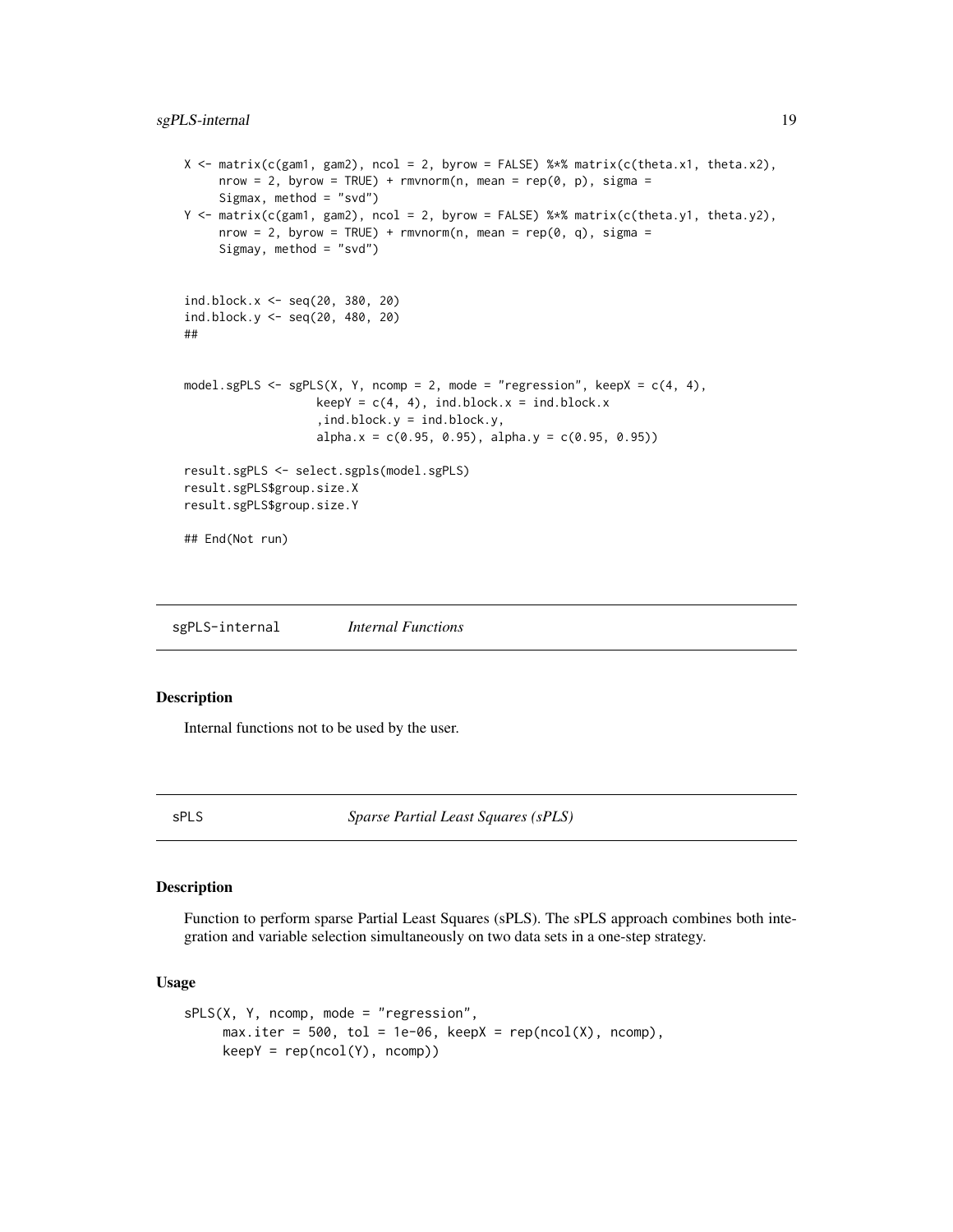```
X <- matrix(c(gam1, gam2), ncol = 2, byrow = FALSE) %*% matrix(c(theta.x1, theta.x2),
     nrow = 2, byrow = TRUE) + rmvnorm(n, mean = rep(0, p), sigma =
     Sigmax, method = "svd")
Y <- matrix(c(gam1, gam2), ncol = 2, byrow = FALSE) %*% matrix(c(theta.y1, theta.y2),
     nrow = 2, byrow = TRUE) + rmvnorm(n, mean = rep(0, q), sigma =
     Sigmay, method = "svd")


ind.block.x <- seq(20, 380, 20)
ind.block.y <- seq(20, 480, 20)
##


model.sgPLS <- sgPLS(X, Y, ncomp = 2, mode = "regression", keepX = c(4, 4),
                   keepY = c(4, 4), ind.block.x = ind.block.x
                   ,ind.block.y = ind.block.y,
                   alpha.x = c(0.95, 0.95), alpha.y = c(0.95, 0.95))

result.sgPLS <- select.sgpls(model.sgPLS)
result.sgPLS$group.size.X
result.sgPLS$group.size.Y

## End(Not run)
```

## sgPLS-internal — *Internal Functions*

### Description

Internal functions not to be used by the user.

## sPLS — *Sparse Partial Least Squares (sPLS)*

### Description

Function to perform sparse Partial Least Squares (sPLS). The sPLS approach combines both integration and variable selection simultaneously on two data sets in a one-step strategy.

### Usage

```
sPLS(X, Y, ncomp, mode = "regression",
     max.iter = 500, tol = 1e-06, keepX = rep(ncol(X), ncomp),
     keepY = rep(ncol(Y), ncomp))
```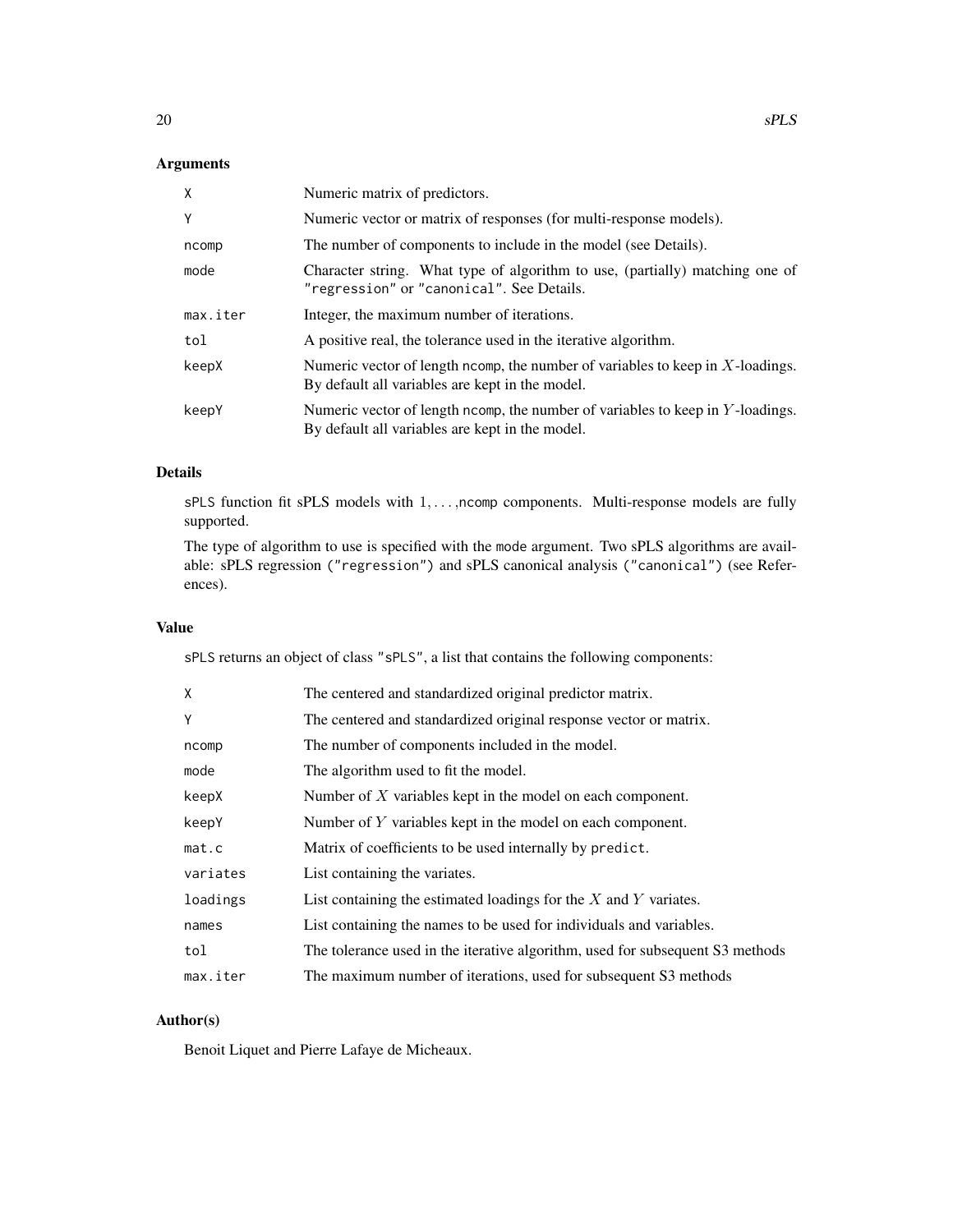## Arguments

| | |
|---|---|
| `X` | Numeric matrix of predictors. |
| `Y` | Numeric vector or matrix of responses (for multi-response models). |
| `ncomp` | The number of components to include in the model (see Details). |
| `mode` | Character string. What type of algorithm to use, (partially) matching one of `"regression"` or `"canonical"`. See Details. |
| `max.iter` | Integer, the maximum number of iterations. |
| `tol` | A positive real, the tolerance used in the iterative algorithm. |
| `keepX` | Numeric vector of length `ncomp`, the number of variables to keep in $X$-loadings. By default all variables are kept in the model. |
| `keepY` | Numeric vector of length `ncomp`, the number of variables to keep in $Y$-loadings. By default all variables are kept in the model. |

## Details

`sPLS` function fit sPLS models with $1, \ldots,$`ncomp` components. Multi-response models are fully supported.

The type of algorithm to use is specified with the `mode` argument. Two sPLS algorithms are available: sPLS regression (`"regression"`) and sPLS canonical analysis (`"canonical"`) (see References).

## Value

`sPLS` returns an object of class `"sPLS"`, a list that contains the following components:

| | |
|---|---|
| `X` | The centered and standardized original predictor matrix. |
| `Y` | The centered and standardized original response vector or matrix. |
| `ncomp` | The number of components included in the model. |
| `mode` | The algorithm used to fit the model. |
| `keepX` | Number of $X$ variables kept in the model on each component. |
| `keepY` | Number of $Y$ variables kept in the model on each component. |
| `mat.c` | Matrix of coefficients to be used internally by `predict`. |
| `variates` | List containing the variates. |
| `loadings` | List containing the estimated loadings for the $X$ and $Y$ variates. |
| `names` | List containing the names to be used for individuals and variables. |
| `tol` | The tolerance used in the iterative algorithm, used for subsequent S3 methods |
| `max.iter` | The maximum number of iterations, used for subsequent S3 methods |

## Author(s)

Benoit Liquet and Pierre Lafaye de Micheaux.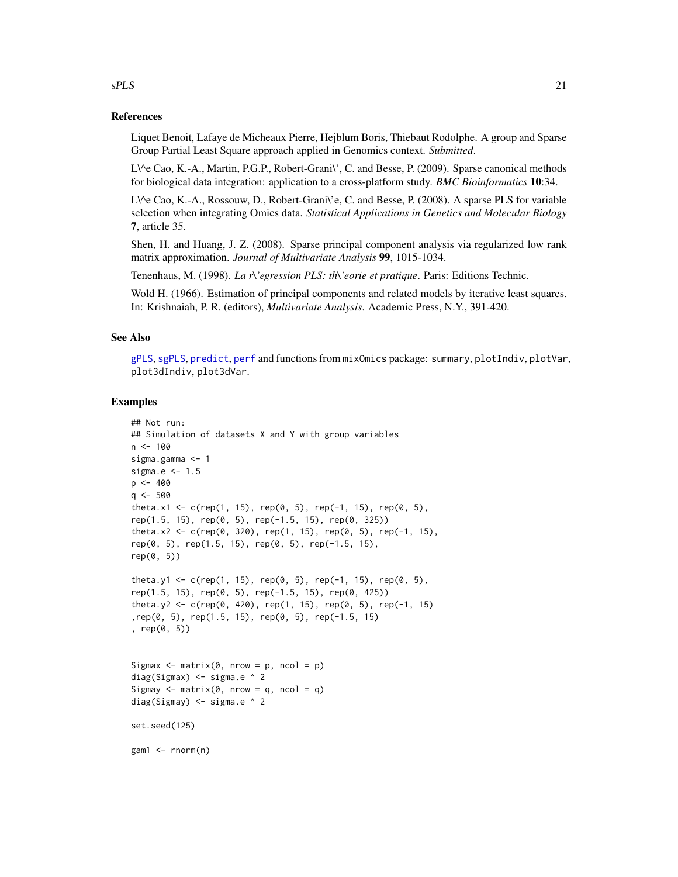## References

Liquet Benoit, Lafaye de Micheaux Pierre, Hejblum Boris, Thiebaut Rodolphe. A group and Sparse Group Partial Least Square approach applied in Genomics context. *Submitted*.

L\^e Cao, K.-A., Martin, P.G.P., Robert-Grani\', C. and Besse, P. (2009). Sparse canonical methods for biological data integration: application to a cross-platform study. *BMC Bioinformatics* **10**:34.

L\^e Cao, K.-A., Rossouw, D., Robert-Grani\'e, C. and Besse, P. (2008). A sparse PLS for variable selection when integrating Omics data. *Statistical Applications in Genetics and Molecular Biology* **7**, article 35.

Shen, H. and Huang, J. Z. (2008). Sparse principal component analysis via regularized low rank matrix approximation. *Journal of Multivariate Analysis* **99**, 1015-1034.

Tenenhaus, M. (1998). *La r\'egression PLS: th\'eorie et pratique*. Paris: Editions Technic.

Wold H. (1966). Estimation of principal components and related models by iterative least squares. In: Krishnaiah, P. R. (editors), *Multivariate Analysis*. Academic Press, N.Y., 391-420.

## See Also

gPLS, sgPLS, predict, perf and functions from mixOmics package: summary, plotIndiv, plotVar, plot3dIndiv, plot3dVar.

## Examples

```
## Not run:
## Simulation of datasets X and Y with group variables
n <- 100
sigma.gamma <- 1
sigma.e <- 1.5
p <- 400
q <- 500
theta.x1 <- c(rep(1, 15), rep(0, 5), rep(-1, 15), rep(0, 5),
rep(1.5, 15), rep(0, 5), rep(-1.5, 15), rep(0, 325))
theta.x2 <- c(rep(0, 320), rep(1, 15), rep(0, 5), rep(-1, 15),
rep(0, 5), rep(1.5, 15), rep(0, 5), rep(-1.5, 15),
rep(0, 5))

theta.y1 <- c(rep(1, 15), rep(0, 5), rep(-1, 15), rep(0, 5),
rep(1.5, 15), rep(0, 5), rep(-1.5, 15), rep(0, 425))
theta.y2 <- c(rep(0, 420), rep(1, 15), rep(0, 5), rep(-1, 15)
,rep(0, 5), rep(1.5, 15), rep(0, 5), rep(-1.5, 15)
, rep(0, 5))


Sigmax <- matrix(0, nrow = p, ncol = p)
diag(Sigmax) <- sigma.e ^ 2
Sigmay <- matrix(0, nrow = q, ncol = q)
diag(Sigmay) <- sigma.e ^ 2

set.seed(125)

gam1 <- rnorm(n)
```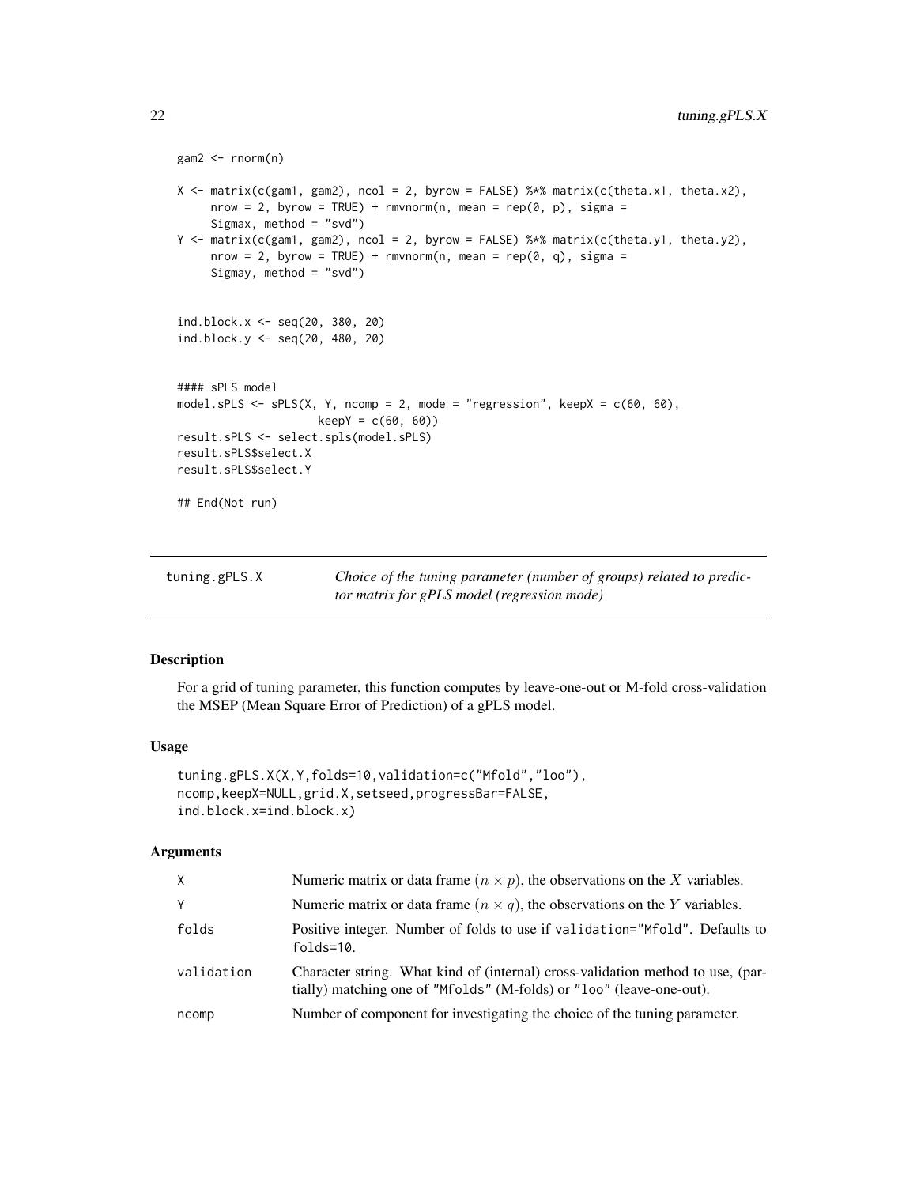```
gam2 <- rnorm(n)

X <- matrix(c(gam1, gam2), ncol = 2, byrow = FALSE) %*% matrix(c(theta.x1, theta.x2),
     nrow = 2, byrow = TRUE) + rmvnorm(n, mean = rep(0, p), sigma =
     Sigmax, method = "svd")
Y <- matrix(c(gam1, gam2), ncol = 2, byrow = FALSE) %*% matrix(c(theta.y1, theta.y2),
     nrow = 2, byrow = TRUE) + rmvnorm(n, mean = rep(0, q), sigma =
     Sigmay, method = "svd")


ind.block.x <- seq(20, 380, 20)
ind.block.y <- seq(20, 480, 20)


#### sPLS model
model.sPLS <- sPLS(X, Y, ncomp = 2, mode = "regression", keepX = c(60, 60),
                   keepY = c(60, 60))
result.sPLS <- select.spls(model.sPLS)
result.sPLS$select.X
result.sPLS$select.Y

## End(Not run)
```

---

## tuning.gPLS.X — *Choice of the tuning parameter (number of groups) related to predictor matrix for gPLS model (regression mode)*

---

### Description

For a grid of tuning parameter, this function computes by leave-one-out or M-fold cross-validation the MSEP (Mean Square Error of Prediction) of a gPLS model.

### Usage

```
tuning.gPLS.X(X,Y,folds=10,validation=c("Mfold","loo"),
ncomp,keepX=NULL,grid.X,setseed,progressBar=FALSE,
ind.block.x=ind.block.x)
```

### Arguments

| | |
|---|---|
| X | Numeric matrix or data frame $(n \times p)$, the observations on the $X$ variables. |
| Y | Numeric matrix or data frame $(n \times q)$, the observations on the $Y$ variables. |
| folds | Positive integer. Number of folds to use if validation="Mfold". Defaults to folds=10. |
| validation | Character string. What kind of (internal) cross-validation method to use, (partially) matching one of "Mfolds" (M-folds) or "loo" (leave-one-out). |
| ncomp | Number of component for investigating the choice of the tuning parameter. |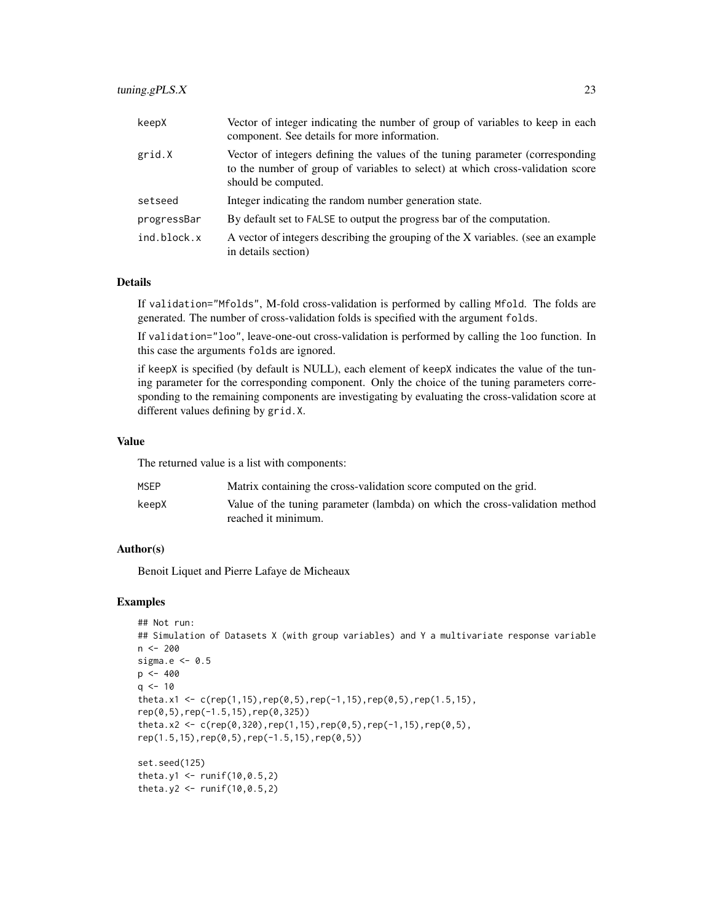| | |
|---|---|
| keepX | Vector of integer indicating the number of group of variables to keep in each component. See details for more information. |
| grid.X | Vector of integers defining the values of the tuning parameter (corresponding to the number of group of variables to select) at which cross-validation score should be computed. |
| setseed | Integer indicating the random number generation state. |
| progressBar | By default set to FALSE to output the progress bar of the computation. |
| ind.block.x | A vector of integers describing the grouping of the X variables. (see an example in details section) |

## Details

If validation="Mfolds", M-fold cross-validation is performed by calling Mfold. The folds are generated. The number of cross-validation folds is specified with the argument folds.

If validation="loo", leave-one-out cross-validation is performed by calling the loo function. In this case the arguments folds are ignored.

if keepX is specified (by default is NULL), each element of keepX indicates the value of the tuning parameter for the corresponding component. Only the choice of the tuning parameters corresponding to the remaining components are investigating by evaluating the cross-validation score at different values defining by grid.X.

## Value

The returned value is a list with components:

| | |
|---|---|
| MSEP | Matrix containing the cross-validation score computed on the grid. |
| keepX | Value of the tuning parameter (lambda) on which the cross-validation method reached it minimum. |

## Author(s)

Benoit Liquet and Pierre Lafaye de Micheaux

## Examples

```
## Not run:
## Simulation of Datasets X (with group variables) and Y a multivariate response variable
n <- 200
sigma.e <- 0.5
p <- 400
q <- 10
theta.x1 <- c(rep(1,15),rep(0,5),rep(-1,15),rep(0,5),rep(1.5,15),
rep(0,5),rep(-1.5,15),rep(0,325))
theta.x2 <- c(rep(0,320),rep(1,15),rep(0,5),rep(-1,15),rep(0,5),
rep(1.5,15),rep(0,5),rep(-1.5,15),rep(0,5))

set.seed(125)
theta.y1 <- runif(10,0.5,2)
theta.y2 <- runif(10,0.5,2)
```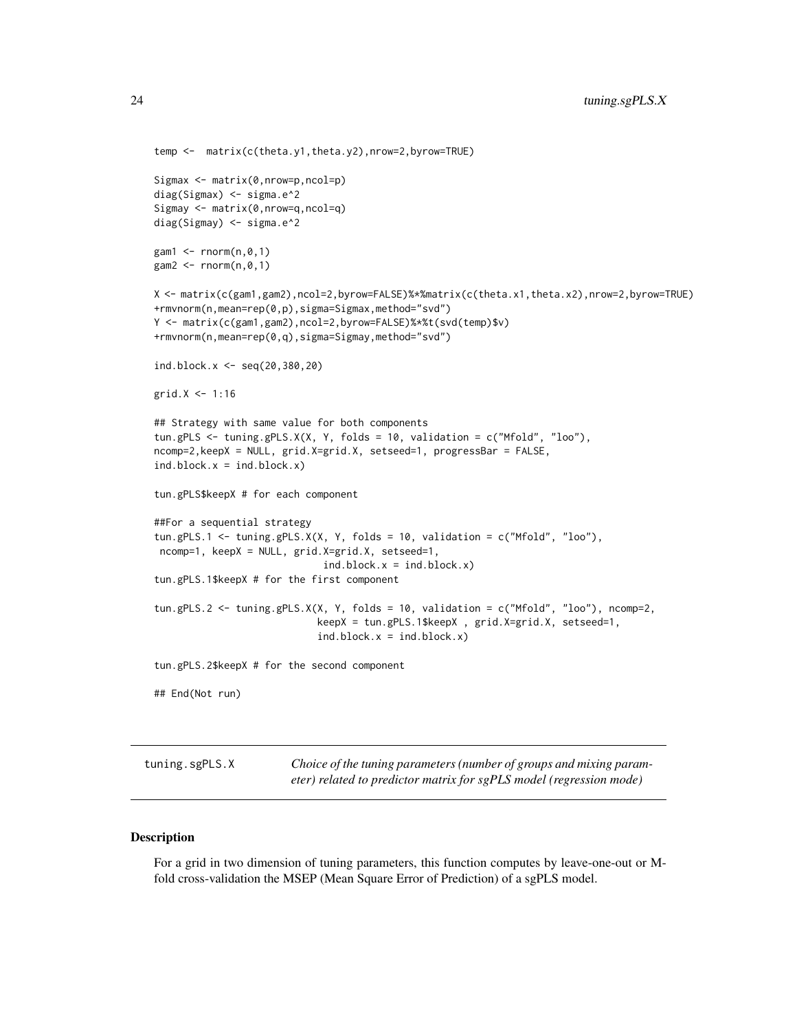```
temp <-  matrix(c(theta.y1,theta.y2),nrow=2,byrow=TRUE)

Sigmax <- matrix(0,nrow=p,ncol=p)
diag(Sigmax) <- sigma.e^2
Sigmay <- matrix(0,nrow=q,ncol=q)
diag(Sigmay) <- sigma.e^2

gam1 <- rnorm(n,0,1)
gam2 <- rnorm(n,0,1)

X <- matrix(c(gam1,gam2),ncol=2,byrow=FALSE)%*%matrix(c(theta.x1,theta.x2),nrow=2,byrow=TRUE)
+rmvnorm(n,mean=rep(0,p),sigma=Sigmax,method="svd")
Y <- matrix(c(gam1,gam2),ncol=2,byrow=FALSE)%*%t(svd(temp)$v)
+rmvnorm(n,mean=rep(0,q),sigma=Sigmay,method="svd")

ind.block.x <- seq(20,380,20)

grid.X <- 1:16

## Strategy with same value for both components
tun.gPLS <- tuning.gPLS.X(X, Y, folds = 10, validation = c("Mfold", "loo"),
ncomp=2,keepX = NULL, grid.X=grid.X, setseed=1, progressBar = FALSE,
ind.block.x = ind.block.x)

tun.gPLS$keepX # for each component

##For a sequential strategy
tun.gPLS.1 <- tuning.gPLS.X(X, Y, folds = 10, validation = c("Mfold", "loo"),
 ncomp=1, keepX = NULL, grid.X=grid.X, setseed=1,
                             ind.block.x = ind.block.x)
tun.gPLS.1$keepX # for the first component

tun.gPLS.2 <- tuning.gPLS.X(X, Y, folds = 10, validation = c("Mfold", "loo"), ncomp=2,
                            keepX = tun.gPLS.1$keepX , grid.X=grid.X, setseed=1,
                            ind.block.x = ind.block.x)

tun.gPLS.2$keepX # for the second component

## End(Not run)
```

---

tuning.sgPLS.X — *Choice of the tuning parameters (number of groups and mixing parameter) related to predictor matrix for sgPLS model (regression mode)*

---

## Description

For a grid in two dimension of tuning parameters, this function computes by leave-one-out or M-fold cross-validation the MSEP (Mean Square Error of Prediction) of a sgPLS model.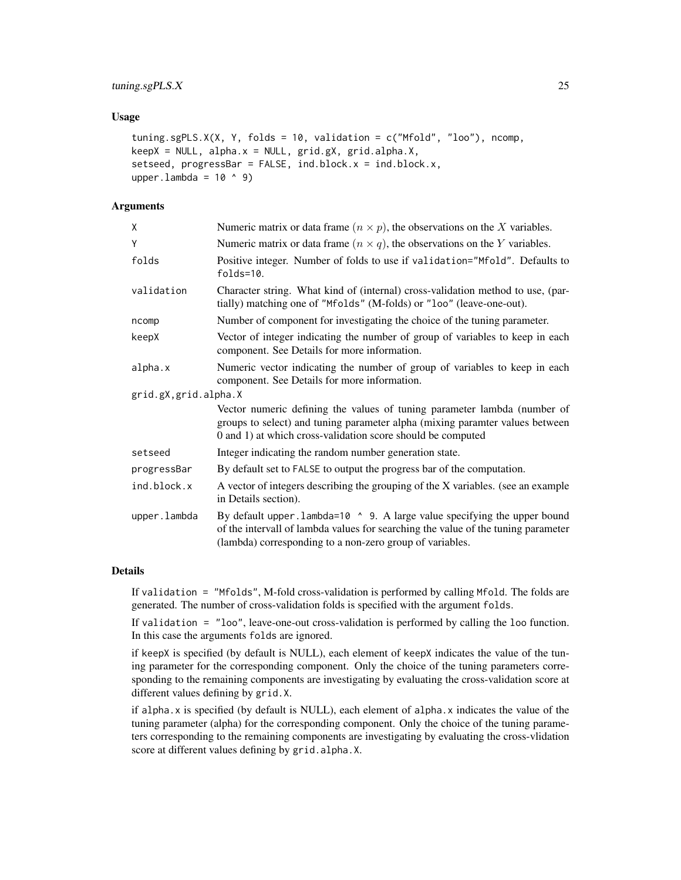### Usage

```
tuning.sgPLS.X(X, Y, folds = 10, validation = c("Mfold", "loo"), ncomp,
keepX = NULL, alpha.x = NULL, grid.gX, grid.alpha.X,
setseed, progressBar = FALSE, ind.block.x = ind.block.x,
upper.lambda = 10 ^ 9)
```

### Arguments

| | |
|---|---|
| `X` | Numeric matrix or data frame $(n \times p)$, the observations on the $X$ variables. |
| `Y` | Numeric matrix or data frame $(n \times q)$, the observations on the $Y$ variables. |
| `folds` | Positive integer. Number of folds to use if `validation="Mfold"`. Defaults to `folds=10`. |
| `validation` | Character string. What kind of (internal) cross-validation method to use, (partially) matching one of `"Mfolds"` (M-folds) or `"loo"` (leave-one-out). |
| `ncomp` | Number of component for investigating the choice of the tuning parameter. |
| `keepX` | Vector of integer indicating the number of group of variables to keep in each component. See Details for more information. |
| `alpha.x` | Numeric vector indicating the number of group of variables to keep in each component. See Details for more information. |
| `grid.gX,grid.alpha.X` | Vector numeric defining the values of tuning parameter lambda (number of groups to select) and tuning parameter alpha (mixing paramter values between 0 and 1) at which cross-validation score should be computed |
| `setseed` | Integer indicating the random number generation state. |
| `progressBar` | By default set to `FALSE` to output the progress bar of the computation. |
| `ind.block.x` | A vector of integers describing the grouping of the X variables. (see an example in Details section). |
| `upper.lambda` | By default `upper.lambda=10 ^ 9`. A large value specifying the upper bound of the intervall of lambda values for searching the value of the tuning parameter (lambda) corresponding to a non-zero group of variables. |

### Details

If `validation = "Mfolds"`, M-fold cross-validation is performed by calling `Mfold`. The folds are generated. The number of cross-validation folds is specified with the argument `folds`.

If `validation = "loo"`, leave-one-out cross-validation is performed by calling the `loo` function. In this case the arguments `folds` are ignored.

if `keepX` is specified (by default is NULL), each element of `keepX` indicates the value of the tuning parameter for the corresponding component. Only the choice of the tuning parameters corresponding to the remaining components are investigating by evaluating the cross-validation score at different values defining by `grid.X`.

if `alpha.x` is specified (by default is NULL), each element of `alpha.x` indicates the value of the tuning parameter (alpha) for the corresponding component. Only the choice of the tuning parameters corresponding to the remaining components are investigating by evaluating the cross-vlidation score at different values defining by `grid.alpha.X`.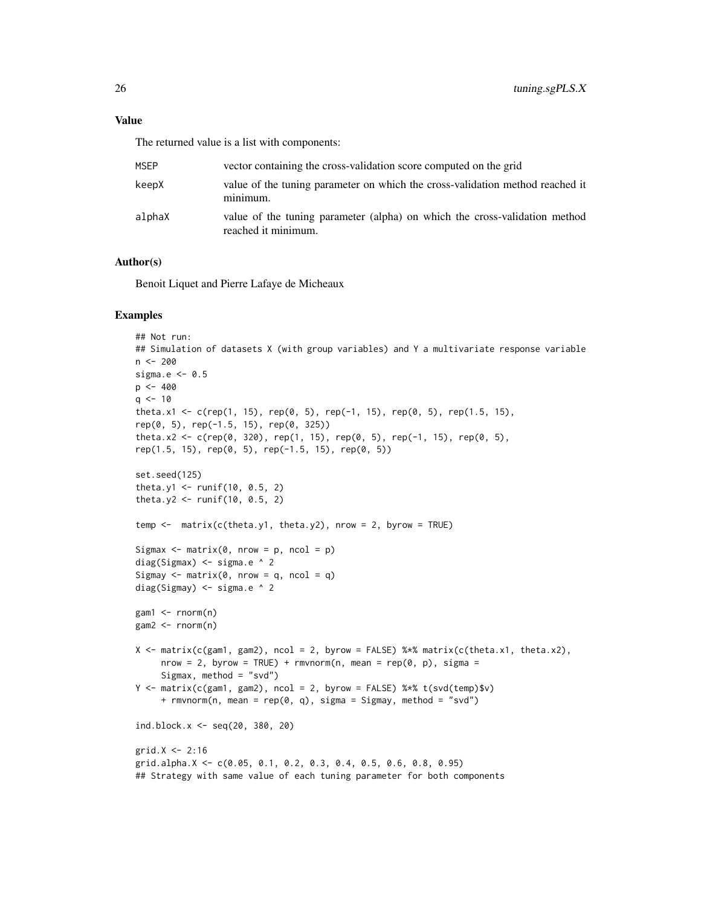### Value

The returned value is a list with components:

| | |
|---|---|
| MSEP | vector containing the cross-validation score computed on the grid |
| keepX | value of the tuning parameter on which the cross-validation method reached it minimum. |
| alphaX | value of the tuning parameter (alpha) on which the cross-validation method reached it minimum. |

### Author(s)

Benoit Liquet and Pierre Lafaye de Micheaux

### Examples

```
## Not run:
## Simulation of datasets X (with group variables) and Y a multivariate response variable
n <- 200
sigma.e <- 0.5
p <- 400
q <- 10
theta.x1 <- c(rep(1, 15), rep(0, 5), rep(-1, 15), rep(0, 5), rep(1.5, 15),
rep(0, 5), rep(-1.5, 15), rep(0, 325))
theta.x2 <- c(rep(0, 320), rep(1, 15), rep(0, 5), rep(-1, 15), rep(0, 5),
rep(1.5, 15), rep(0, 5), rep(-1.5, 15), rep(0, 5))

set.seed(125)
theta.y1 <- runif(10, 0.5, 2)
theta.y2 <- runif(10, 0.5, 2)

temp <-  matrix(c(theta.y1, theta.y2), nrow = 2, byrow = TRUE)

Sigmax <- matrix(0, nrow = p, ncol = p)
diag(Sigmax) <- sigma.e ^ 2
Sigmay <- matrix(0, nrow = q, ncol = q)
diag(Sigmay) <- sigma.e ^ 2

gam1 <- rnorm(n)
gam2 <- rnorm(n)

X <- matrix(c(gam1, gam2), ncol = 2, byrow = FALSE) %*% matrix(c(theta.x1, theta.x2),
     nrow = 2, byrow = TRUE) + rmvnorm(n, mean = rep(0, p), sigma =
     Sigmax, method = "svd")
Y <- matrix(c(gam1, gam2), ncol = 2, byrow = FALSE) %*% t(svd(temp)$v)
     + rmvnorm(n, mean = rep(0, q), sigma = Sigmay, method = "svd")

ind.block.x <- seq(20, 380, 20)

grid.X <- 2:16
grid.alpha.X <- c(0.05, 0.1, 0.2, 0.3, 0.4, 0.5, 0.6, 0.8, 0.95)
## Strategy with same value of each tuning parameter for both components
```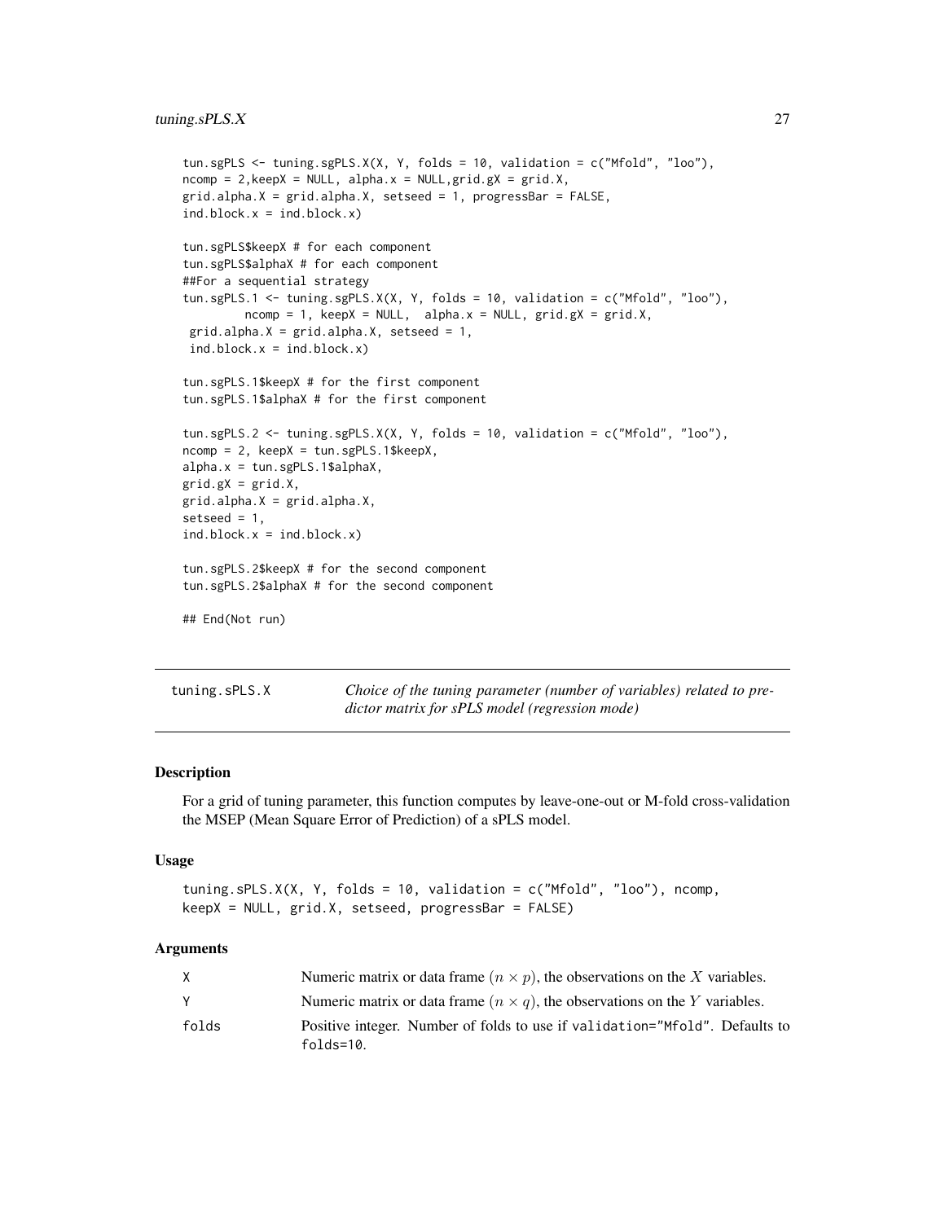```
tun.sgPLS <- tuning.sgPLS.X(X, Y, folds = 10, validation = c("Mfold", "loo"),
ncomp = 2,keepX = NULL, alpha.x = NULL,grid.gX = grid.X,
grid.alpha.X = grid.alpha.X, setseed = 1, progressBar = FALSE,
ind.block.x = ind.block.x)

tun.sgPLS$keepX # for each component
tun.sgPLS$alphaX # for each component
##For a sequential strategy
tun.sgPLS.1 <- tuning.sgPLS.X(X, Y, folds = 10, validation = c("Mfold", "loo"),
        ncomp = 1, keepX = NULL,  alpha.x = NULL, grid.gX = grid.X,
 grid.alpha.X = grid.alpha.X, setseed = 1,
 ind.block.x = ind.block.x)

tun.sgPLS.1$keepX # for the first component
tun.sgPLS.1$alphaX # for the first component

tun.sgPLS.2 <- tuning.sgPLS.X(X, Y, folds = 10, validation = c("Mfold", "loo"),
ncomp = 2, keepX = tun.sgPLS.1$keepX,
alpha.x = tun.sgPLS.1$alphaX,
grid.gX = grid.X,
grid.alpha.X = grid.alpha.X,
setseed = 1,
ind.block.x = ind.block.x)

tun.sgPLS.2$keepX # for the second component
tun.sgPLS.2$alphaX # for the second component

## End(Not run)
```

## tuning.sPLS.X — *Choice of the tuning parameter (number of variables) related to predictor matrix for sPLS model (regression mode)*

### Description

For a grid of tuning parameter, this function computes by leave-one-out or M-fold cross-validation the MSEP (Mean Square Error of Prediction) of a sPLS model.

### Usage

```
tuning.sPLS.X(X, Y, folds = 10, validation = c("Mfold", "loo"), ncomp,
keepX = NULL, grid.X, setseed, progressBar = FALSE)
```

### Arguments

| | |
|---|---|
| X | Numeric matrix or data frame $(n \times p)$, the observations on the $X$ variables. |
| Y | Numeric matrix or data frame $(n \times q)$, the observations on the $Y$ variables. |
| folds | Positive integer. Number of folds to use if validation="Mfold". Defaults to folds=10. |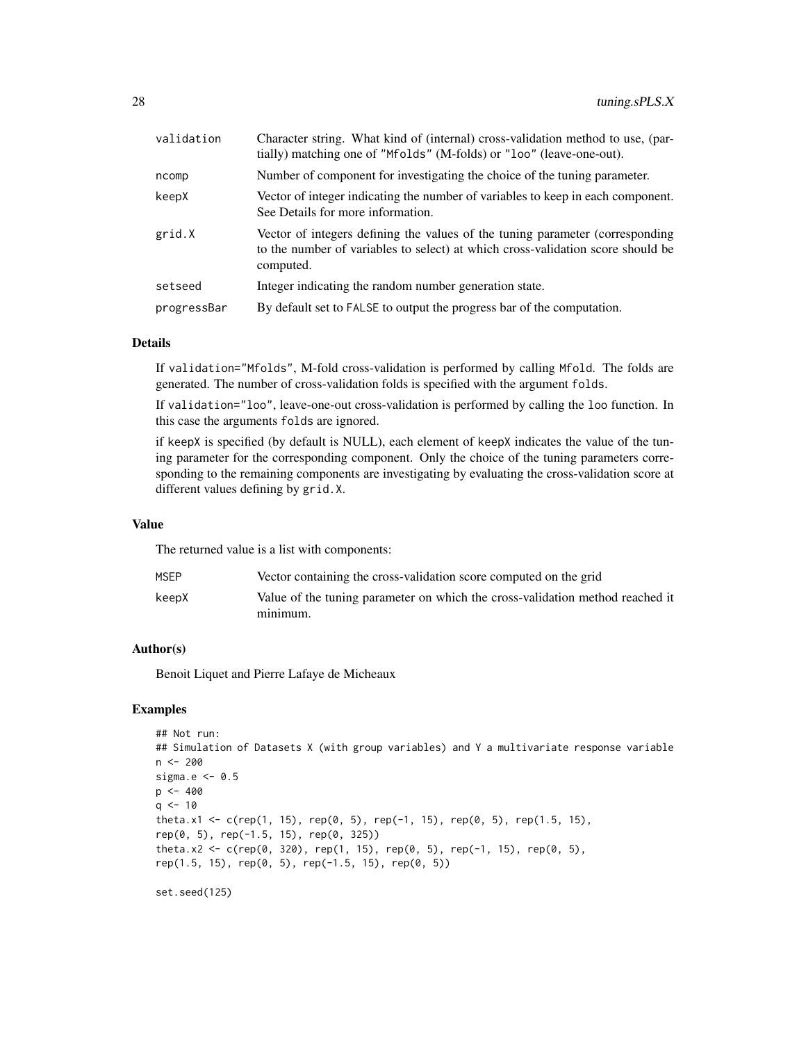| | |
|---|---|
| validation | Character string. What kind of (internal) cross-validation method to use, (partially) matching one of "Mfolds" (M-folds) or "loo" (leave-one-out). |
| ncomp | Number of component for investigating the choice of the tuning parameter. |
| keepX | Vector of integer indicating the number of variables to keep in each component. See Details for more information. |
| grid.X | Vector of integers defining the values of the tuning parameter (corresponding to the number of variables to select) at which cross-validation score should be computed. |
| setseed | Integer indicating the random number generation state. |
| progressBar | By default set to FALSE to output the progress bar of the computation. |

## Details

If validation="Mfolds", M-fold cross-validation is performed by calling Mfold. The folds are generated. The number of cross-validation folds is specified with the argument folds.

If validation="loo", leave-one-out cross-validation is performed by calling the loo function. In this case the arguments folds are ignored.

if keepX is specified (by default is NULL), each element of keepX indicates the value of the tuning parameter for the corresponding component. Only the choice of the tuning parameters corresponding to the remaining components are investigating by evaluating the cross-validation score at different values defining by grid.X.

## Value

The returned value is a list with components:

| | |
|---|---|
| MSEP | Vector containing the cross-validation score computed on the grid |
| keepX | Value of the tuning parameter on which the cross-validation method reached it minimum. |

## Author(s)

Benoit Liquet and Pierre Lafaye de Micheaux

## Examples

```
## Not run:
## Simulation of Datasets X (with group variables) and Y a multivariate response variable
n <- 200
sigma.e <- 0.5
p <- 400
q <- 10
theta.x1 <- c(rep(1, 15), rep(0, 5), rep(-1, 15), rep(0, 5), rep(1.5, 15),
rep(0, 5), rep(-1.5, 15), rep(0, 325))
theta.x2 <- c(rep(0, 320), rep(1, 15), rep(0, 5), rep(-1, 15), rep(0, 5),
rep(1.5, 15), rep(0, 5), rep(-1.5, 15), rep(0, 5))

set.seed(125)
```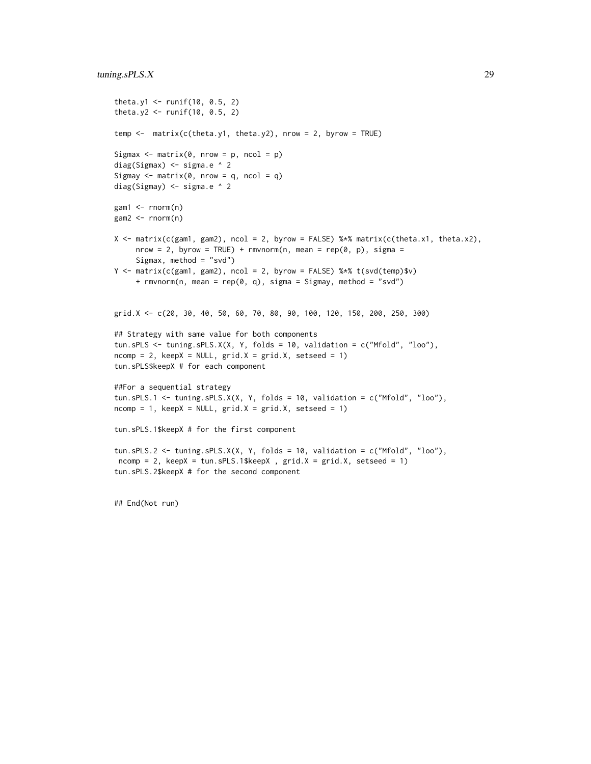```
theta.y1 <- runif(10, 0.5, 2)
theta.y2 <- runif(10, 0.5, 2)

temp <-  matrix(c(theta.y1, theta.y2), nrow = 2, byrow = TRUE)

Sigmax <- matrix(0, nrow = p, ncol = p)
diag(Sigmax) <- sigma.e ^ 2
Sigmay <- matrix(0, nrow = q, ncol = q)
diag(Sigmay) <- sigma.e ^ 2

gam1 <- rnorm(n)
gam2 <- rnorm(n)

X <- matrix(c(gam1, gam2), ncol = 2, byrow = FALSE) %*% matrix(c(theta.x1, theta.x2),
     nrow = 2, byrow = TRUE) + rmvnorm(n, mean = rep(0, p), sigma =
     Sigmax, method = "svd")
Y <- matrix(c(gam1, gam2), ncol = 2, byrow = FALSE) %*% t(svd(temp)$v)
     + rmvnorm(n, mean = rep(0, q), sigma = Sigmay, method = "svd")


grid.X <- c(20, 30, 40, 50, 60, 70, 80, 90, 100, 120, 150, 200, 250, 300)

## Strategy with same value for both components
tun.sPLS <- tuning.sPLS.X(X, Y, folds = 10, validation = c("Mfold", "loo"),
ncomp = 2, keepX = NULL, grid.X = grid.X, setseed = 1)
tun.sPLS$keepX # for each component

##For a sequential strategy
tun.sPLS.1 <- tuning.sPLS.X(X, Y, folds = 10, validation = c("Mfold", "loo"),
ncomp = 1, keepX = NULL, grid.X = grid.X, setseed = 1)

tun.sPLS.1$keepX # for the first component

tun.sPLS.2 <- tuning.sPLS.X(X, Y, folds = 10, validation = c("Mfold", "loo"),
 ncomp = 2, keepX = tun.sPLS.1$keepX , grid.X = grid.X, setseed = 1)
tun.sPLS.2$keepX # for the second component


## End(Not run)
```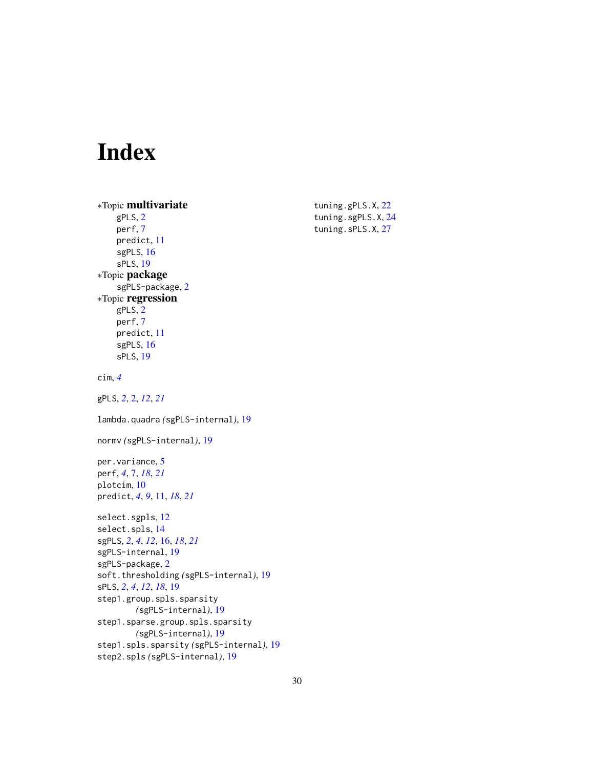# Index

∗Topic **multivariate**
- gPLS, 2
- perf, 7
- predict, 11
- sgPLS, 16
- sPLS, 19

∗Topic **package**
- sgPLS-package, 2

∗Topic **regression**
- gPLS, 2
- perf, 7
- predict, 11
- sgPLS, 16
- sPLS, 19

cim, *4*

gPLS, *2*, 2, *12*, *21*

lambda.quadra *(*sgPLS-internal*)*, 19

normv *(*sgPLS-internal*)*, 19

per.variance, 5
perf, *4*, 7, *18*, *21*
plotcim, 10
predict, *4*, *9*, 11, *18*, *21*

select.sgpls, 12
select.spls, 14
sgPLS, *2*, *4*, *12*, 16, *18*, *21*
sgPLS-internal, 19
sgPLS-package, 2
soft.thresholding *(*sgPLS-internal*)*, 19
sPLS, *2*, *4*, *12*, *18*, 19
step1.group.spls.sparsity *(*sgPLS-internal*)*, 19
step1.sparse.group.spls.sparsity *(*sgPLS-internal*)*, 19
step1.spls.sparsity *(*sgPLS-internal*)*, 19
step2.spls *(*sgPLS-internal*)*, 19

tuning.gPLS.X, 22
tuning.sgPLS.X, 24
tuning.sPLS.X, 27